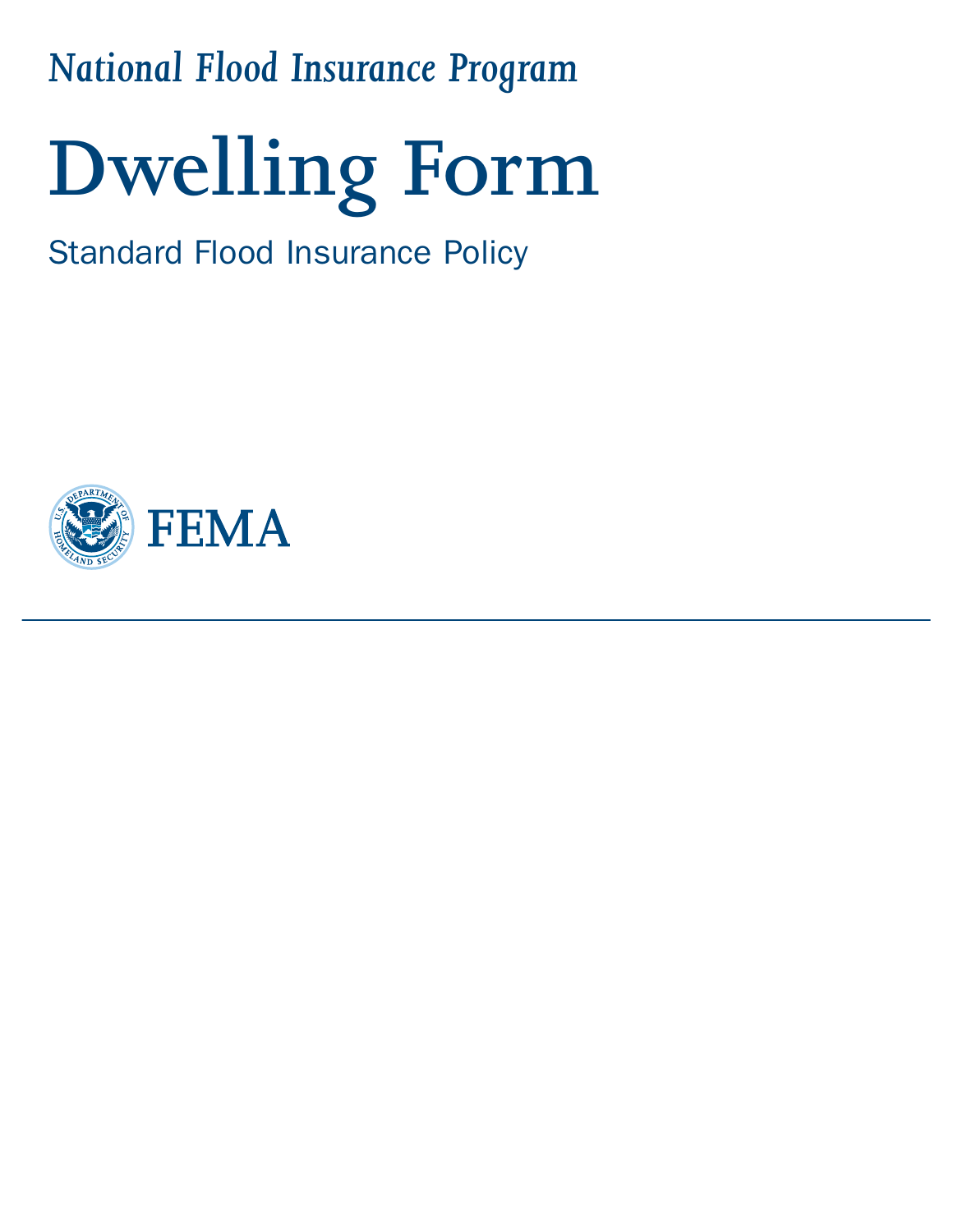*National Flood Insurance Program*

# Dwelling Form

Standard Flood Insurance Policy

FEMA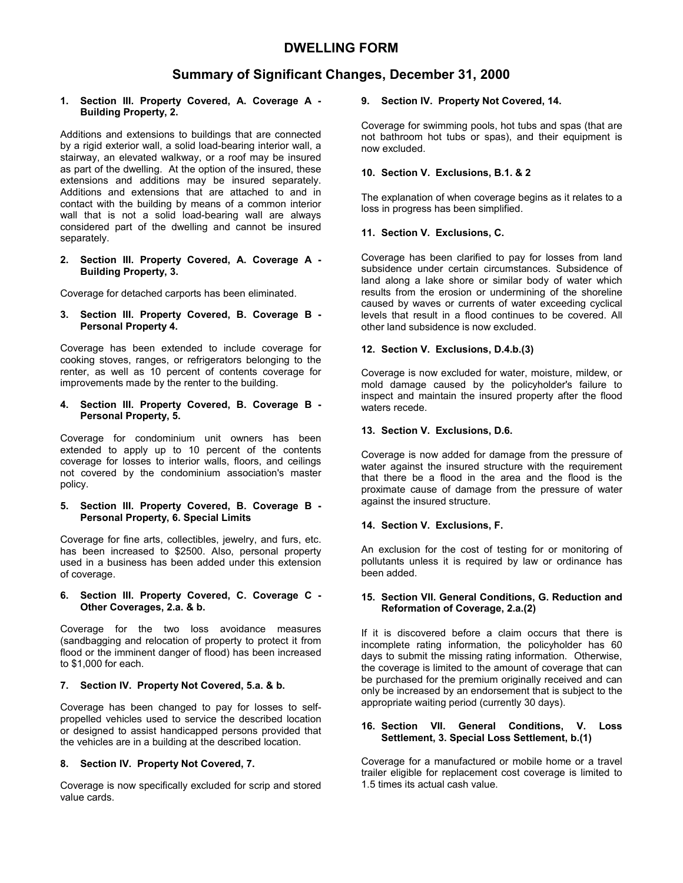# DWELLING FORM

## Summary of Significant Changes, December 31, 2000

**1. Section III. Property Covered, A. Coverage A - Building Property, 2.**

Additions and extensions to buildings that are connected by a rigid exterior wall, a solid load-bearing interior wall, a stairway, an elevated walkway, or a roof may be insured as part of the dwelling. At the option of the insured, these extensions and additions may be insured separately. Additions and extensions that are attached to and in contact with the building by means of a common interior wall that is not a solid load-bearing wall are always considered part of the dwelling and cannot be insured separately.

**2. Section III. Property Covered, A. Coverage A - Building Property, 3.**

Coverage for detached carports has been eliminated.

**3. Section III. Property Covered, B. Coverage B - Personal Property 4.**

Coverage has been extended to include coverage for cooking stoves, ranges, or refrigerators belonging to the renter, as well as 10 percent of contents coverage for improvements made by the renter to the building.

**4. Section III. Property Covered, B. Coverage B - Personal Property, 5.**

Coverage for condominium unit owners has been extended to apply up to 10 percent of the contents coverage for losses to interior walls, floors, and ceilings not covered by the condominium association's master policy.

**5. Section III. Property Covered, B. Coverage B - Personal Property, 6. Special Limits**

Coverage for fine arts, collectibles, jewelry, and furs, etc. has been increased to $2500. Also, personal property used in a business has been added under this extension of coverage.

**6. Section III. Property Covered, C. Coverage C - Other Coverages, 2.a. & b.**

Coverage for the two loss avoidance measures (sandbagging and relocation of property to protect it from flood or the imminent danger of flood) has been increased to $1,000 for each.

**7. Section IV. Property Not Covered, 5.a. & b.**

Coverage has been changed to pay for losses to self-propelled vehicles used to service the described location or designed to assist handicapped persons provided that the vehicles are in a building at the described location.

**8. Section IV. Property Not Covered, 7.**

Coverage is now specifically excluded for scrip and stored value cards.

**9. Section IV. Property Not Covered, 14.**

Coverage for swimming pools, hot tubs and spas (that are not bathroom hot tubs or spas), and their equipment is now excluded.

**10. Section V. Exclusions, B.1. & 2**

The explanation of when coverage begins as it relates to a loss in progress has been simplified.

**11. Section V. Exclusions, C.**

Coverage has been clarified to pay for losses from land subsidence under certain circumstances. Subsidence of land along a lake shore or similar body of water which results from the erosion or undermining of the shoreline caused by waves or currents of water exceeding cyclical levels that result in a flood continues to be covered. All other land subsidence is now excluded.

**12. Section V. Exclusions, D.4.b.(3)**

Coverage is now excluded for water, moisture, mildew, or mold damage caused by the policyholder's failure to inspect and maintain the insured property after the flood waters recede.

**13. Section V. Exclusions, D.6.**

Coverage is now added for damage from the pressure of water against the insured structure with the requirement that there be a flood in the area and the flood is the proximate cause of damage from the pressure of water against the insured structure.

**14. Section V. Exclusions, F.**

An exclusion for the cost of testing for or monitoring of pollutants unless it is required by law or ordinance has been added.

**15. Section VII. General Conditions, G. Reduction and Reformation of Coverage, 2.a.(2)**

If it is discovered before a claim occurs that there is incomplete rating information, the policyholder has 60 days to submit the missing rating information. Otherwise, the coverage is limited to the amount of coverage that can be purchased for the premium originally received and can only be increased by an endorsement that is subject to the appropriate waiting period (currently 30 days).

**16. Section VII. General Conditions, V. Loss Settlement, 3. Special Loss Settlement, b.(1)**

Coverage for a manufactured or mobile home or a travel trailer eligible for replacement cost coverage is limited to 1.5 times its actual cash value.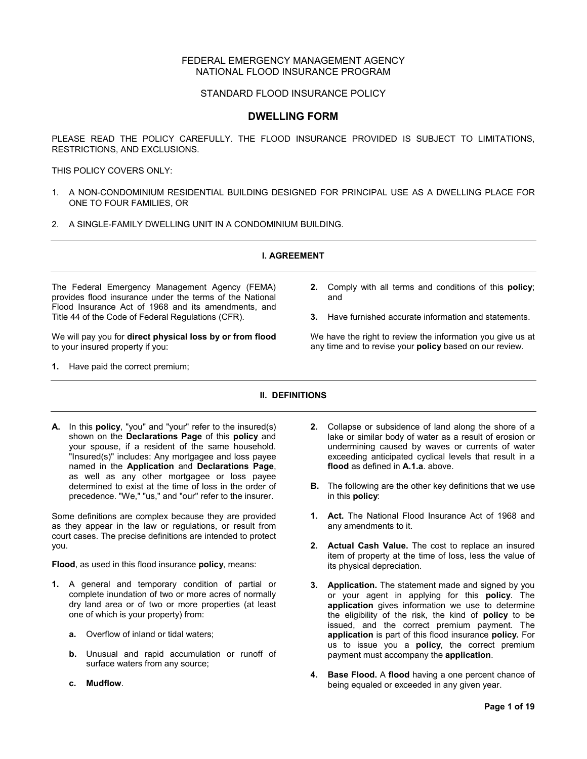FEDERAL EMERGENCY MANAGEMENT AGENCY
NATIONAL FLOOD INSURANCE PROGRAM

STANDARD FLOOD INSURANCE POLICY

# DWELLING FORM

PLEASE READ THE POLICY CAREFULLY. THE FLOOD INSURANCE PROVIDED IS SUBJECT TO LIMITATIONS, RESTRICTIONS, AND EXCLUSIONS.

THIS POLICY COVERS ONLY:

1. A NON-CONDOMINIUM RESIDENTIAL BUILDING DESIGNED FOR PRINCIPAL USE AS A DWELLING PLACE FOR ONE TO FOUR FAMILIES, OR

2. A SINGLE-FAMILY DWELLING UNIT IN A CONDOMINIUM BUILDING.

## I. AGREEMENT

The Federal Emergency Management Agency (FEMA) provides flood insurance under the terms of the National Flood Insurance Act of 1968 and its amendments, and Title 44 of the Code of Federal Regulations (CFR).

We will pay you for **direct physical loss by or from flood** to your insured property if you:

**1.** Have paid the correct premium;

**2.** Comply with all terms and conditions of this **policy**; and

**3.** Have furnished accurate information and statements.

We have the right to review the information you give us at any time and to revise your **policy** based on our review.

## II. DEFINITIONS

**A.** In this **policy**, "you" and "your" refer to the insured(s) shown on the **Declarations Page** of this **policy** and your spouse, if a resident of the same household. "Insured(s)" includes: Any mortgagee and loss payee named in the **Application** and **Declarations Page**, as well as any other mortgagee or loss payee determined to exist at the time of loss in the order of precedence. "We," "us," and "our" refer to the insurer.

Some definitions are complex because they are provided as they appear in the law or regulations, or result from court cases. The precise definitions are intended to protect you.

**Flood**, as used in this flood insurance **policy**, means:

**1.** A general and temporary condition of partial or complete inundation of two or more acres of normally dry land area or of two or more properties (at least one of which is your property) from:

   **a.** Overflow of inland or tidal waters;

   **b.** Unusual and rapid accumulation or runoff of surface waters from any source;

   **c.** **Mudflow**.

**2.** Collapse or subsidence of land along the shore of a lake or similar body of water as a result of erosion or undermining caused by waves or currents of water exceeding anticipated cyclical levels that result in a **flood** as defined in **A.1.a**. above.

**B.** The following are the other key definitions that we use in this **policy**:

**1.** **Act.** The National Flood Insurance Act of 1968 and any amendments to it.

**2.** **Actual Cash Value.** The cost to replace an insured item of property at the time of loss, less the value of its physical depreciation.

**3.** **Application.** The statement made and signed by you or your agent in applying for this **policy**. The **application** gives information we use to determine the eligibility of the risk, the kind of **policy** to be issued, and the correct premium payment. The **application** is part of this flood insurance **policy.** For us to issue you a **policy**, the correct premium payment must accompany the **application**.

**4.** **Base Flood.** A **flood** having a one percent chance of being equaled or exceeded in any given year.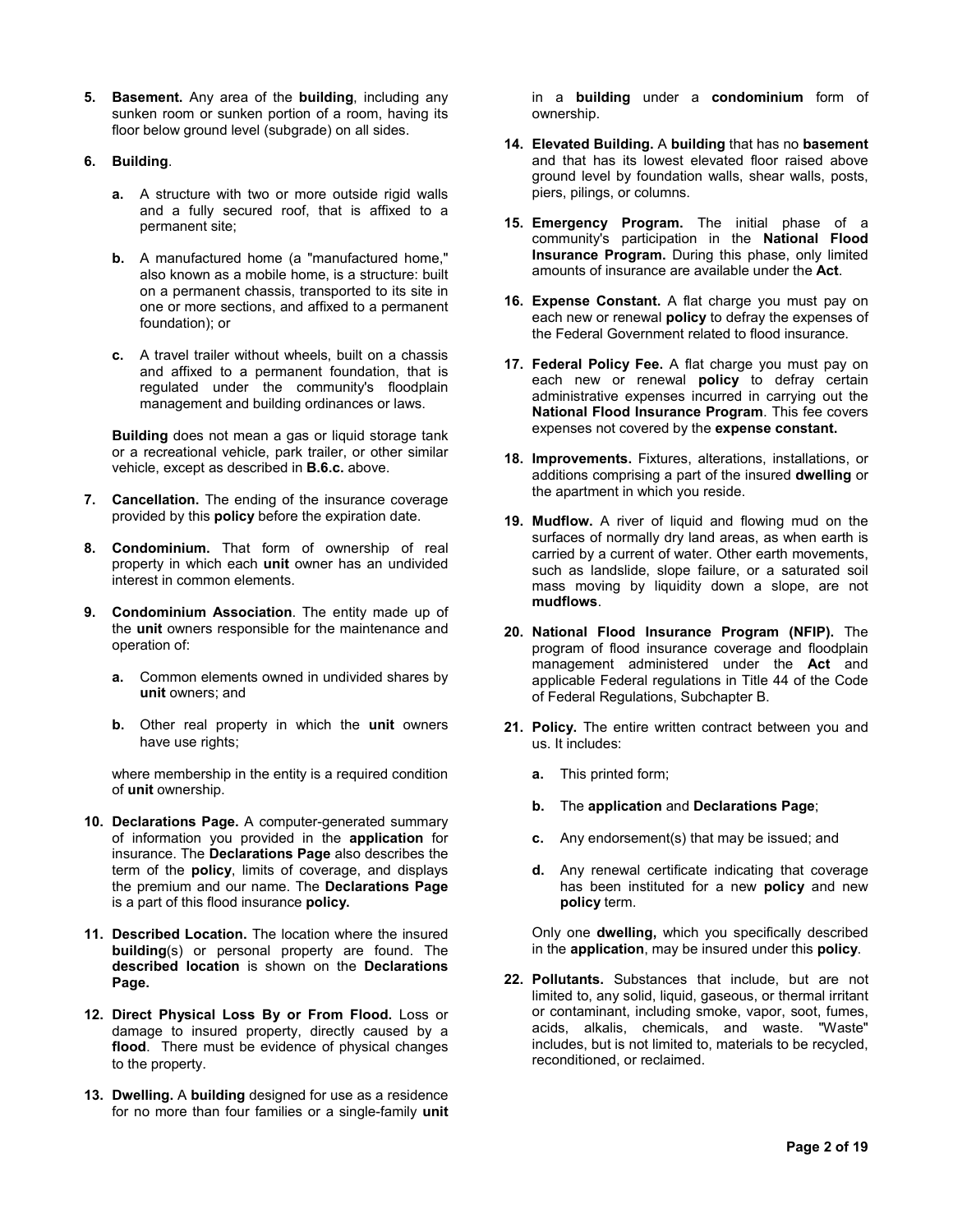5. **Basement.** Any area of the **building**, including any sunken room or sunken portion of a room, having its floor below ground level (subgrade) on all sides.

6. **Building**.

   a. A structure with two or more outside rigid walls and a fully secured roof, that is affixed to a permanent site;

   b. A manufactured home (a "manufactured home," also known as a mobile home, is a structure: built on a permanent chassis, transported to its site in one or more sections, and affixed to a permanent foundation); or

   c. A travel trailer without wheels, built on a chassis and affixed to a permanent foundation, that is regulated under the community's floodplain management and building ordinances or laws.

   **Building** does not mean a gas or liquid storage tank or a recreational vehicle, park trailer, or other similar vehicle, except as described in **B.6.c.** above.

7. **Cancellation.** The ending of the insurance coverage provided by this **policy** before the expiration date.

8. **Condominium.** That form of ownership of real property in which each **unit** owner has an undivided interest in common elements.

9. **Condominium Association**. The entity made up of the **unit** owners responsible for the maintenance and operation of:

   a. Common elements owned in undivided shares by **unit** owners; and

   b. Other real property in which the **unit** owners have use rights;

   where membership in the entity is a required condition of **unit** ownership.

10. **Declarations Page.** A computer-generated summary of information you provided in the **application** for insurance. The **Declarations Page** also describes the term of the **policy**, limits of coverage, and displays the premium and our name. The **Declarations Page** is a part of this flood insurance **policy.**

11. **Described Location.** The location where the insured **building**(s) or personal property are found. The **described location** is shown on the **Declarations Page.**

12. **Direct Physical Loss By or From Flood.** Loss or damage to insured property, directly caused by a **flood**. There must be evidence of physical changes to the property.

13. **Dwelling.** A **building** designed for use as a residence for no more than four families or a single-family **unit** in a **building** under a **condominium** form of ownership.

14. **Elevated Building.** A **building** that has no **basement** and that has its lowest elevated floor raised above ground level by foundation walls, shear walls, posts, piers, pilings, or columns.

15. **Emergency Program.** The initial phase of a community's participation in the **National Flood Insurance Program.** During this phase, only limited amounts of insurance are available under the **Act**.

16. **Expense Constant.** A flat charge you must pay on each new or renewal **policy** to defray the expenses of the Federal Government related to flood insurance.

17. **Federal Policy Fee.** A flat charge you must pay on each new or renewal **policy** to defray certain administrative expenses incurred in carrying out the **National Flood Insurance Program**. This fee covers expenses not covered by the **expense constant.**

18. **Improvements.** Fixtures, alterations, installations, or additions comprising a part of the insured **dwelling** or the apartment in which you reside.

19. **Mudflow.** A river of liquid and flowing mud on the surfaces of normally dry land areas, as when earth is carried by a current of water. Other earth movements, such as landslide, slope failure, or a saturated soil mass moving by liquidity down a slope, are not **mudflows**.

20. **National Flood Insurance Program (NFIP).** The program of flood insurance coverage and floodplain management administered under the **Act** and applicable Federal regulations in Title 44 of the Code of Federal Regulations, Subchapter B.

21. **Policy.** The entire written contract between you and us. It includes:

    a. This printed form;

    b. The **application** and **Declarations Page**;

    c. Any endorsement(s) that may be issued; and

    d. Any renewal certificate indicating that coverage has been instituted for a new **policy** and new **policy** term.

    Only one **dwelling,** which you specifically described in the **application**, may be insured under this **policy**.

22. **Pollutants.** Substances that include, but are not limited to, any solid, liquid, gaseous, or thermal irritant or contaminant, including smoke, vapor, soot, fumes, acids, alkalis, chemicals, and waste. "Waste" includes, but is not limited to, materials to be recycled, reconditioned, or reclaimed.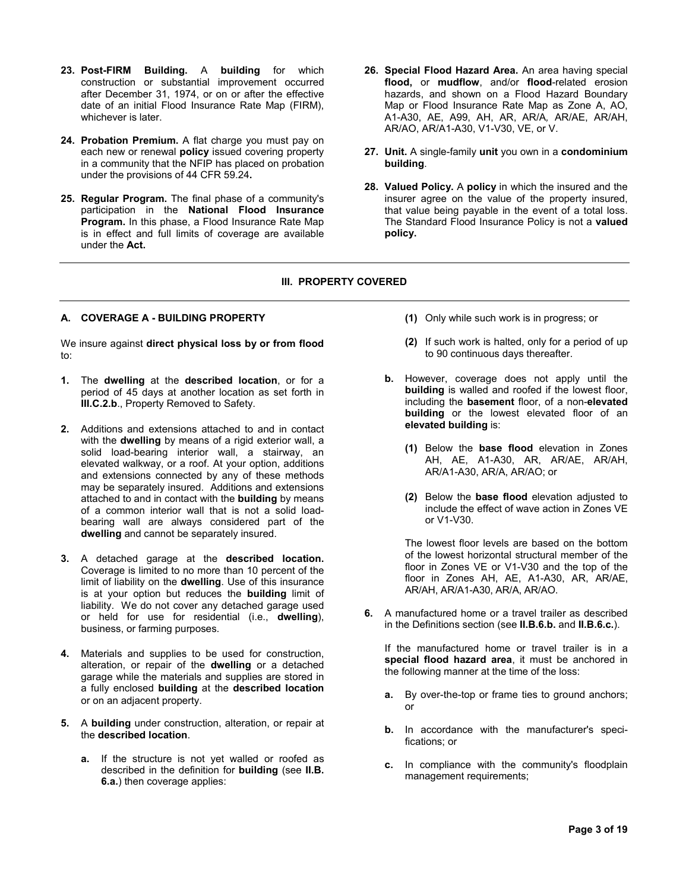**23. Post-FIRM Building.** A **building** for which construction or substantial improvement occurred after December 31, 1974, or on or after the effective date of an initial Flood Insurance Rate Map (FIRM), whichever is later.

**24. Probation Premium.** A flat charge you must pay on each new or renewal **policy** issued covering property in a community that the NFIP has placed on probation under the provisions of 44 CFR 59.24**.**

**25. Regular Program.** The final phase of a community's participation in the **National Flood Insurance Program.** In this phase, a Flood Insurance Rate Map is in effect and full limits of coverage are available under the **Act.**

**26. Special Flood Hazard Area.** An area having special **flood,** or **mudflow**, and/or **flood**-related erosion hazards, and shown on a Flood Hazard Boundary Map or Flood Insurance Rate Map as Zone A, AO, A1-A30, AE, A99, AH, AR, AR/A, AR/AE, AR/AH, AR/AO, AR/A1-A30, V1-V30, VE, or V.

**27. Unit.** A single-family **unit** you own in a **condominium building**.

**28. Valued Policy.** A **policy** in which the insured and the insurer agree on the value of the property insured, that value being payable in the event of a total loss. The Standard Flood Insurance Policy is not a **valued policy.**

## III. PROPERTY COVERED

### A. COVERAGE A - BUILDING PROPERTY

We insure against **direct physical loss by or from flood** to:

**1.** The **dwelling** at the **described location**, or for a period of 45 days at another location as set forth in **III.C.2.b**., Property Removed to Safety.

**2.** Additions and extensions attached to and in contact with the **dwelling** by means of a rigid exterior wall, a solid load-bearing interior wall, a stairway, an elevated walkway, or a roof. At your option, additions and extensions connected by any of these methods may be separately insured. Additions and extensions attached to and in contact with the **building** by means of a common interior wall that is not a solid load-bearing wall are always considered part of the **dwelling** and cannot be separately insured.

**3.** A detached garage at the **described location.** Coverage is limited to no more than 10 percent of the limit of liability on the **dwelling**. Use of this insurance is at your option but reduces the **building** limit of liability. We do not cover any detached garage used or held for use for residential (i.e., **dwelling**), business, or farming purposes.

**4.** Materials and supplies to be used for construction, alteration, or repair of the **dwelling** or a detached garage while the materials and supplies are stored in a fully enclosed **building** at the **described location** or on an adjacent property.

**5.** A **building** under construction, alteration, or repair at the **described location**.

**a.** If the structure is not yet walled or roofed as described in the definition for **building** (see **II.B. 6.a.**) then coverage applies:

**(1)** Only while such work is in progress; or

**(2)** If such work is halted, only for a period of up to 90 continuous days thereafter.

**b.** However, coverage does not apply until the **building** is walled and roofed if the lowest floor, including the **basement** floor, of a non-**elevated building** or the lowest elevated floor of an **elevated building** is:

**(1)** Below the **base flood** elevation in Zones AH, AE, A1-A30, AR, AR/AE, AR/AH, AR/A1-A30, AR/A, AR/AO; or

**(2)** Below the **base flood** elevation adjusted to include the effect of wave action in Zones VE or V1-V30.

The lowest floor levels are based on the bottom of the lowest horizontal structural member of the floor in Zones VE or V1-V30 and the top of the floor in Zones AH, AE, A1-A30, AR, AR/AE, AR/AH, AR/A1-A30, AR/A, AR/AO.

**6.** A manufactured home or a travel trailer as described in the Definitions section (see **II.B.6.b.** and **II.B.6.c.**).

If the manufactured home or travel trailer is in a **special flood hazard area**, it must be anchored in the following manner at the time of the loss:

**a.** By over-the-top or frame ties to ground anchors; or

**b.** In accordance with the manufacturer's specifications; or

**c.** In compliance with the community's floodplain management requirements;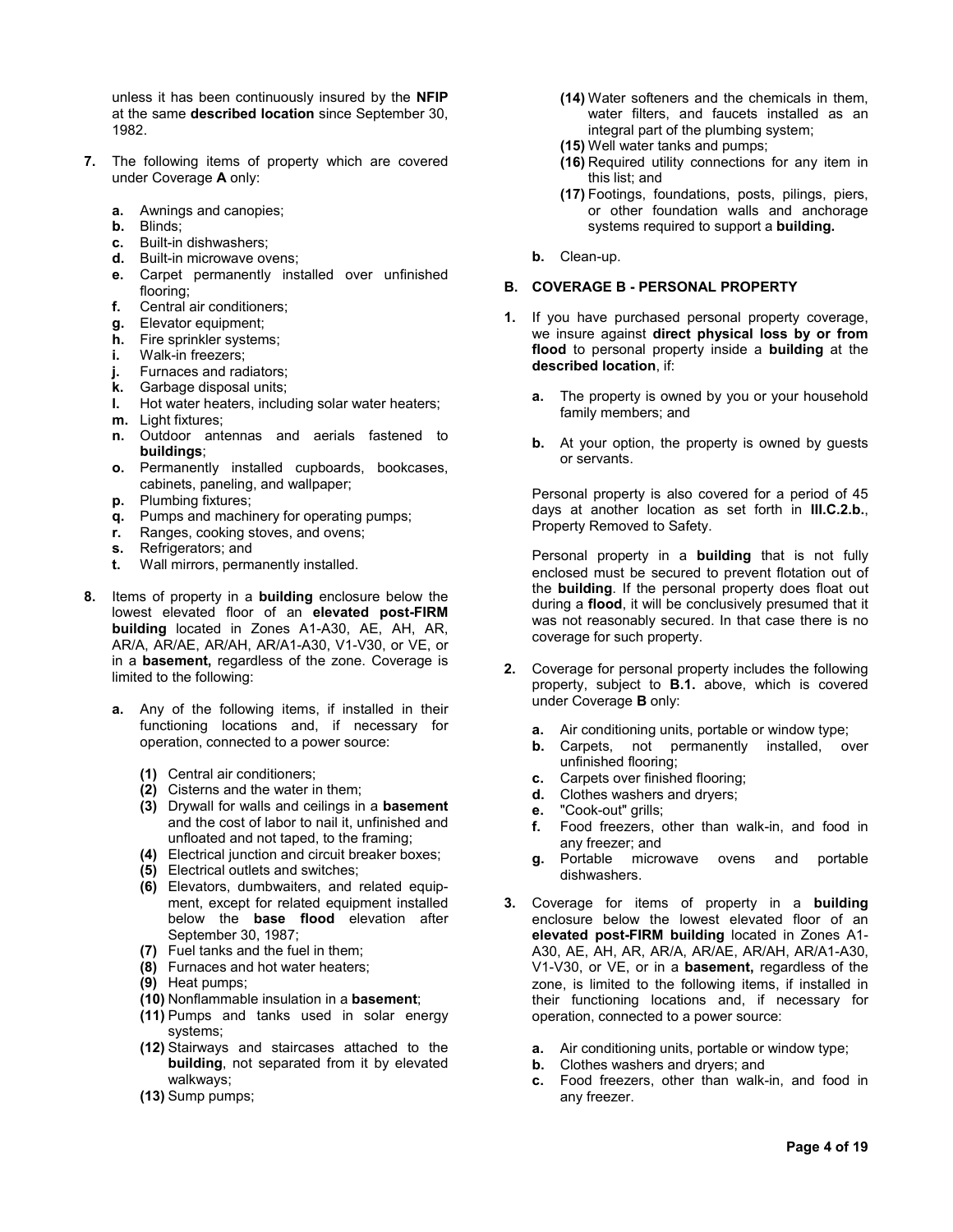unless it has been continuously insured by the **NFIP** at the same **described location** since September 30, 1982.

**7.** The following items of property which are covered under Coverage **A** only:

- **a.** Awnings and canopies;
- **b.** Blinds;
- **c.** Built-in dishwashers;
- **d.** Built-in microwave ovens;
- **e.** Carpet permanently installed over unfinished flooring;
- **f.** Central air conditioners;
- **g.** Elevator equipment;
- **h.** Fire sprinkler systems;
- **i.** Walk-in freezers;
- **j.** Furnaces and radiators;
- **k.** Garbage disposal units;
- **l.** Hot water heaters, including solar water heaters;
- **m.** Light fixtures;
- **n.** Outdoor antennas and aerials fastened to **buildings**;
- **o.** Permanently installed cupboards, bookcases, cabinets, paneling, and wallpaper;
- **p.** Plumbing fixtures;
- **q.** Pumps and machinery for operating pumps;
- **r.** Ranges, cooking stoves, and ovens;
- **s.** Refrigerators; and
- **t.** Wall mirrors, permanently installed.

**8.** Items of property in a **building** enclosure below the lowest elevated floor of an **elevated post-FIRM building** located in Zones A1-A30, AE, AH, AR, AR/A, AR/AE, AR/AH, AR/A1-A30, V1-V30, or VE, or in a **basement,** regardless of the zone. Coverage is limited to the following:

- **a.** Any of the following items, if installed in their functioning locations and, if necessary for operation, connected to a power source:
  - **(1)** Central air conditioners;
  - **(2)** Cisterns and the water in them;
  - **(3)** Drywall for walls and ceilings in a **basement** and the cost of labor to nail it, unfinished and unfloated and not taped, to the framing;
  - **(4)** Electrical junction and circuit breaker boxes;
  - **(5)** Electrical outlets and switches;
  - **(6)** Elevators, dumbwaiters, and related equipment, except for related equipment installed below the **base flood** elevation after September 30, 1987;
  - **(7)** Fuel tanks and the fuel in them;
  - **(8)** Furnaces and hot water heaters;
  - **(9)** Heat pumps;
  - **(10)** Nonflammable insulation in a **basement**;
  - **(11)** Pumps and tanks used in solar energy systems;
  - **(12)** Stairways and staircases attached to the **building**, not separated from it by elevated walkways;
  - **(13)** Sump pumps;
  - **(14)** Water softeners and the chemicals in them, water filters, and faucets installed as an integral part of the plumbing system;
  - **(15)** Well water tanks and pumps;
  - **(16)** Required utility connections for any item in this list; and
  - **(17)** Footings, foundations, posts, pilings, piers, or other foundation walls and anchorage systems required to support a **building.**
- **b.** Clean-up.

### B. COVERAGE B - PERSONAL PROPERTY

**1.** If you have purchased personal property coverage, we insure against **direct physical loss by or from flood** to personal property inside a **building** at the **described location**, if:

- **a.** The property is owned by you or your household family members; and
- **b.** At your option, the property is owned by guests or servants.

Personal property is also covered for a period of 45 days at another location as set forth in **III.C.2.b.**, Property Removed to Safety.

Personal property in a **building** that is not fully enclosed must be secured to prevent flotation out of the **building**. If the personal property does float out during a **flood**, it will be conclusively presumed that it was not reasonably secured. In that case there is no coverage for such property.

**2.** Coverage for personal property includes the following property, subject to **B.1.** above, which is covered under Coverage **B** only:

- **a.** Air conditioning units, portable or window type;
- **b.** Carpets, not permanently installed, over unfinished flooring;
- **c.** Carpets over finished flooring;
- **d.** Clothes washers and dryers;
- **e.** "Cook-out" grills;
- **f.** Food freezers, other than walk-in, and food in any freezer; and
- **g.** Portable microwave ovens and portable dishwashers.

**3.** Coverage for items of property in a **building** enclosure below the lowest elevated floor of an **elevated post-FIRM building** located in Zones A1-A30, AE, AH, AR, AR/A, AR/AE, AR/AH, AR/A1-A30, V1-V30, or VE, or in a **basement,** regardless of the zone, is limited to the following items, if installed in their functioning locations and, if necessary for operation, connected to a power source:

- **a.** Air conditioning units, portable or window type;
- **b.** Clothes washers and dryers; and
- **c.** Food freezers, other than walk-in, and food in any freezer.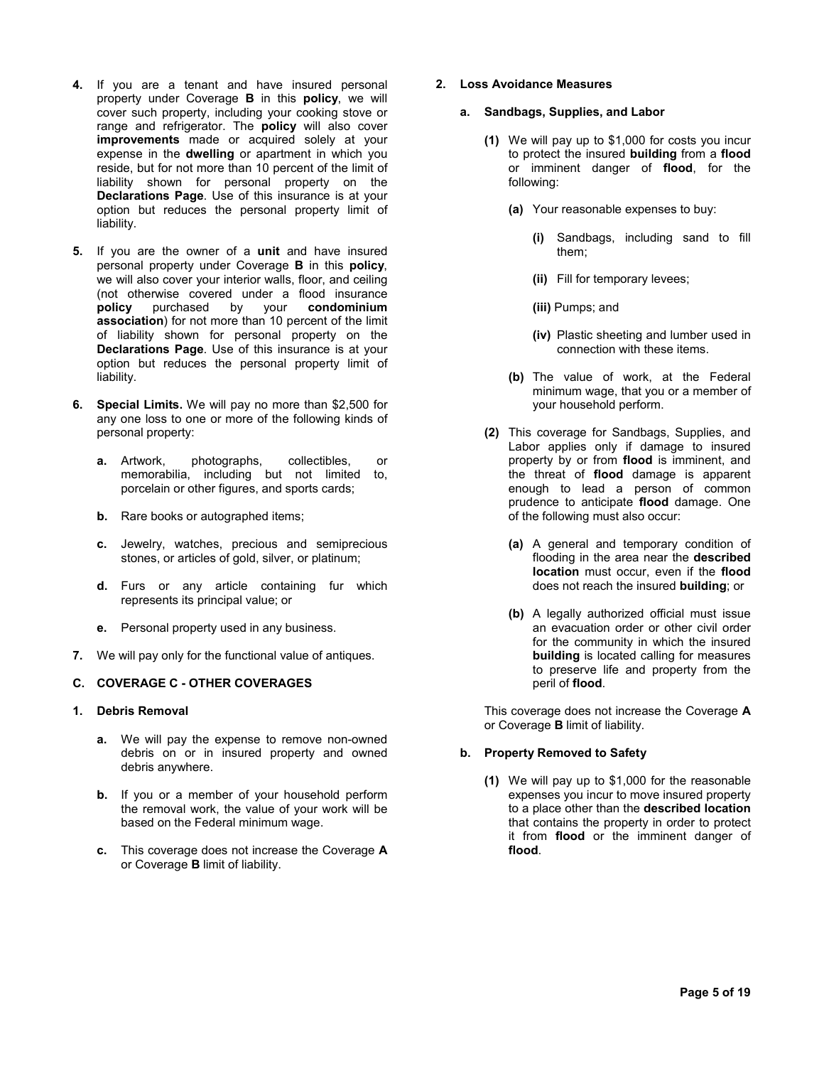4. If you are a tenant and have insured personal property under Coverage **B** in this **policy**, we will cover such property, including your cooking stove or range and refrigerator. The **policy** will also cover **improvements** made or acquired solely at your expense in the **dwelling** or apartment in which you reside, but for not more than 10 percent of the limit of liability shown for personal property on the **Declarations Page**. Use of this insurance is at your option but reduces the personal property limit of liability.

5. If you are the owner of a **unit** and have insured personal property under Coverage **B** in this **policy**, we will also cover your interior walls, floor, and ceiling (not otherwise covered under a flood insurance **policy** purchased by your **condominium association**) for not more than 10 percent of the limit of liability shown for personal property on the **Declarations Page**. Use of this insurance is at your option but reduces the personal property limit of liability.

6. **Special Limits.** We will pay no more than $2,500 for any one loss to one or more of the following kinds of personal property:

   **a.** Artwork, photographs, collectibles, or memorabilia, including but not limited to, porcelain or other figures, and sports cards;

   **b.** Rare books or autographed items;

   **c.** Jewelry, watches, precious and semiprecious stones, or articles of gold, silver, or platinum;

   **d.** Furs or any article containing fur which represents its principal value; or

   **e.** Personal property used in any business.

7. We will pay only for the functional value of antiques.

### C. COVERAGE C - OTHER COVERAGES

#### 1. Debris Removal

**a.** We will pay the expense to remove non-owned debris on or in insured property and owned debris anywhere.

**b.** If you or a member of your household perform the removal work, the value of your work will be based on the Federal minimum wage.

**c.** This coverage does not increase the Coverage **A** or Coverage **B** limit of liability.

#### 2. Loss Avoidance Measures

##### a. Sandbags, Supplies, and Labor

**(1)** We will pay up to $1,000 for costs you incur to protect the insured **building** from a **flood** or imminent danger of **flood**, for the following:

- **(a)** Your reasonable expenses to buy:
  - **(i)** Sandbags, including sand to fill them;
  - **(ii)** Fill for temporary levees;
  - **(iii)** Pumps; and
  - **(iv)** Plastic sheeting and lumber used in connection with these items.
- **(b)** The value of work, at the Federal minimum wage, that you or a member of your household perform.

**(2)** This coverage for Sandbags, Supplies, and Labor applies only if damage to insured property by or from **flood** is imminent, and the threat of **flood** damage is apparent enough to lead a person of common prudence to anticipate **flood** damage. One of the following must also occur:

- **(a)** A general and temporary condition of flooding in the area near the **described location** must occur, even if the **flood** does not reach the insured **building**; or
- **(b)** A legally authorized official must issue an evacuation order or other civil order for the community in which the insured **building** is located calling for measures to preserve life and property from the peril of **flood**.

This coverage does not increase the Coverage **A** or Coverage **B** limit of liability.

##### b. Property Removed to Safety

**(1)** We will pay up to $1,000 for the reasonable expenses you incur to move insured property to a place other than the **described location** that contains the property in order to protect it from **flood** or the imminent danger of **flood**.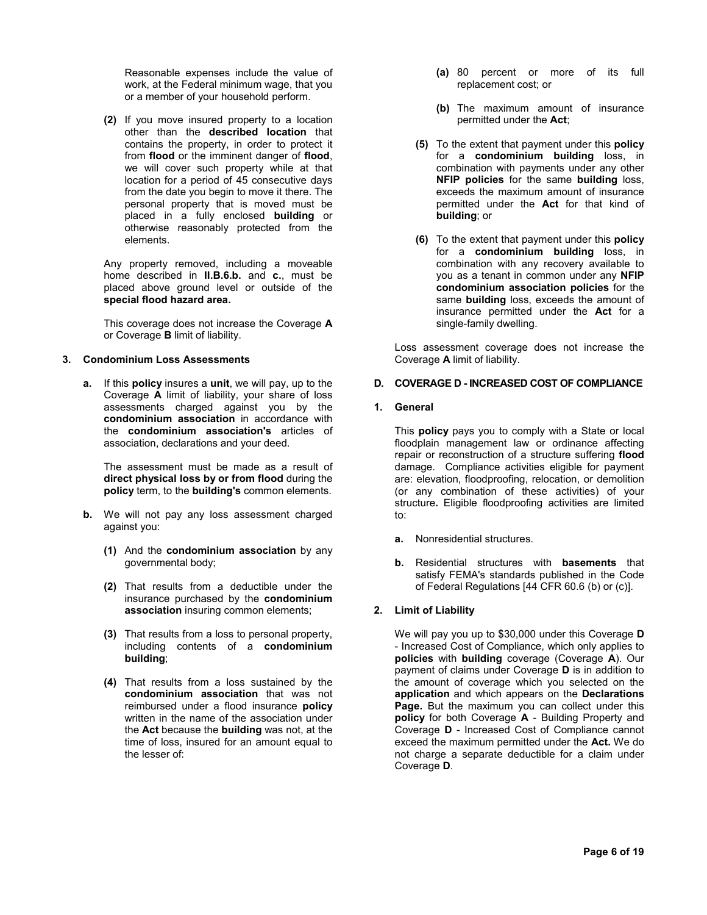Reasonable expenses include the value of work, at the Federal minimum wage, that you or a member of your household perform.

**(2)** If you move insured property to a location other than the **described location** that contains the property, in order to protect it from **flood** or the imminent danger of **flood**, we will cover such property while at that location for a period of 45 consecutive days from the date you begin to move it there. The personal property that is moved must be placed in a fully enclosed **building** or otherwise reasonably protected from the elements.

Any property removed, including a moveable home described in **II.B.6.b.** and **c.**, must be placed above ground level or outside of the **special flood hazard area.**

This coverage does not increase the Coverage **A** or Coverage **B** limit of liability.

**3. Condominium Loss Assessments**

**a.** If this **policy** insures a **unit**, we will pay, up to the Coverage **A** limit of liability, your share of loss assessments charged against you by the **condominium association** in accordance with the **condominium association's** articles of association, declarations and your deed.

The assessment must be made as a result of **direct physical loss by or from flood** during the **policy** term, to the **building's** common elements.

**b.** We will not pay any loss assessment charged against you:

**(1)** And the **condominium association** by any governmental body;

**(2)** That results from a deductible under the insurance purchased by the **condominium association** insuring common elements;

**(3)** That results from a loss to personal property, including contents of a **condominium building**;

**(4)** That results from a loss sustained by the **condominium association** that was not reimbursed under a flood insurance **policy** written in the name of the association under the **Act** because the **building** was not, at the time of loss, insured for an amount equal to the lesser of:

**(a)** 80 percent or more of its full replacement cost; or

**(b)** The maximum amount of insurance permitted under the **Act**;

**(5)** To the extent that payment under this **policy** for a **condominium building** loss, in combination with payments under any other **NFIP policies** for the same **building** loss, exceeds the maximum amount of insurance permitted under the **Act** for that kind of **building**; or

**(6)** To the extent that payment under this **policy** for a **condominium building** loss, in combination with any recovery available to you as a tenant in common under any **NFIP condominium association policies** for the same **building** loss, exceeds the amount of insurance permitted under the **Act** for a single-family dwelling.

Loss assessment coverage does not increase the Coverage **A** limit of liability.

**D. COVERAGE D - INCREASED COST OF COMPLIANCE**

**1. General**

This **policy** pays you to comply with a State or local floodplain management law or ordinance affecting repair or reconstruction of a structure suffering **flood** damage. Compliance activities eligible for payment are: elevation, floodproofing, relocation, or demolition (or any combination of these activities) of your structure**.** Eligible floodproofing activities are limited to:

**a.** Nonresidential structures.

**b.** Residential structures with **basements** that satisfy FEMA's standards published in the Code of Federal Regulations [44 CFR 60.6 (b) or (c)].

**2. Limit of Liability**

We will pay you up to $30,000 under this Coverage **D** - Increased Cost of Compliance, which only applies to **policies** with **building** coverage (Coverage **A**). Our payment of claims under Coverage **D** is in addition to the amount of coverage which you selected on the **application** and which appears on the **Declarations Page.** But the maximum you can collect under this **policy** for both Coverage **A** - Building Property and Coverage **D** - Increased Cost of Compliance cannot exceed the maximum permitted under the **Act.** We do not charge a separate deductible for a claim under Coverage **D**.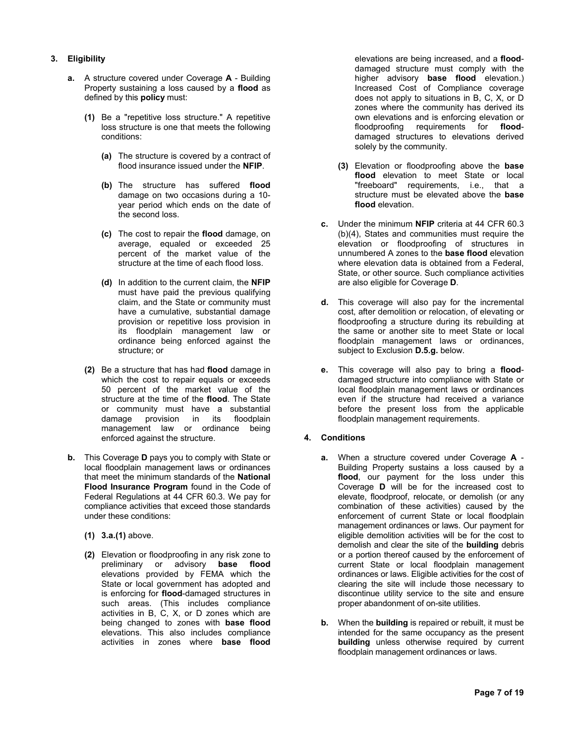3. **Eligibility**

   a. A structure covered under Coverage **A** - Building Property sustaining a loss caused by a **flood** as defined by this **policy** must:

      **(1)** Be a "repetitive loss structure." A repetitive loss structure is one that meets the following conditions:

         **(a)** The structure is covered by a contract of flood insurance issued under the **NFIP**.

         **(b)** The structure has suffered **flood** damage on two occasions during a 10-year period which ends on the date of the second loss.

         **(c)** The cost to repair the **flood** damage, on average, equaled or exceeded 25 percent of the market value of the structure at the time of each flood loss.

         **(d)** In addition to the current claim, the **NFIP** must have paid the previous qualifying claim, and the State or community must have a cumulative, substantial damage provision or repetitive loss provision in its floodplain management law or ordinance being enforced against the structure; or

      **(2)** Be a structure that has had **flood** damage in which the cost to repair equals or exceeds 50 percent of the market value of the structure at the time of the **flood**. The State or community must have a substantial damage provision in its floodplain management law or ordinance being enforced against the structure.

   b. This Coverage **D** pays you to comply with State or local floodplain management laws or ordinances that meet the minimum standards of the **National Flood Insurance Program** found in the Code of Federal Regulations at 44 CFR 60.3. We pay for compliance activities that exceed those standards under these conditions:

      **(1)** **3.a.(1)** above.

      **(2)** Elevation or floodproofing in any risk zone to preliminary or advisory **base flood** elevations provided by FEMA which the State or local government has adopted and is enforcing for **flood**-damaged structures in such areas. (This includes compliance activities in B, C, X, or D zones which are being changed to zones with **base flood** elevations. This also includes compliance activities in zones where **base flood** elevations are being increased, and a **flood**-damaged structure must comply with the higher advisory **base flood** elevation.) Increased Cost of Compliance coverage does not apply to situations in B, C, X, or D zones where the community has derived its own elevations and is enforcing elevation or floodproofing requirements for **flood**-damaged structures to elevations derived solely by the community.

      **(3)** Elevation or floodproofing above the **base flood** elevation to meet State or local "freeboard" requirements, i.e., that a structure must be elevated above the **base flood** elevation.

   c. Under the minimum **NFIP** criteria at 44 CFR 60.3 (b)(4), States and communities must require the elevation or floodproofing of structures in unnumbered A zones to the **base flood** elevation where elevation data is obtained from a Federal, State, or other source. Such compliance activities are also eligible for Coverage **D**.

   d. This coverage will also pay for the incremental cost, after demolition or relocation, of elevating or floodproofing a structure during its rebuilding at the same or another site to meet State or local floodplain management laws or ordinances, subject to Exclusion **D.5.g.** below.

   e. This coverage will also pay to bring a **flood**-damaged structure into compliance with State or local floodplain management laws or ordinances even if the structure had received a variance before the present loss from the applicable floodplain management requirements.

4. **Conditions**

   a. When a structure covered under Coverage **A** - Building Property sustains a loss caused by a **flood**, our payment for the loss under this Coverage **D** will be for the increased cost to elevate, floodproof, relocate, or demolish (or any combination of these activities) caused by the enforcement of current State or local floodplain management ordinances or laws. Our payment for eligible demolition activities will be for the cost to demolish and clear the site of the **building** debris or a portion thereof caused by the enforcement of current State or local floodplain management ordinances or laws. Eligible activities for the cost of clearing the site will include those necessary to discontinue utility service to the site and ensure proper abandonment of on-site utilities.

   b. When the **building** is repaired or rebuilt, it must be intended for the same occupancy as the present **building** unless otherwise required by current floodplain management ordinances or laws.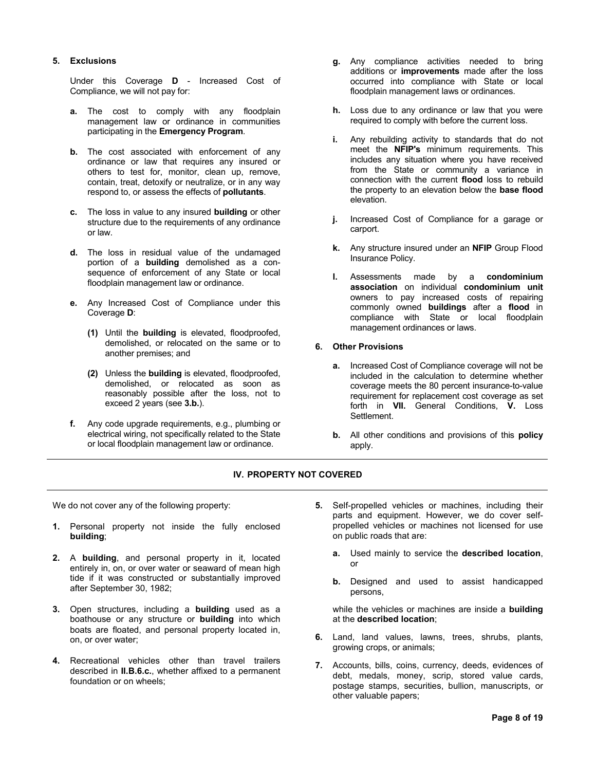**5. Exclusions**

Under this Coverage **D** - Increased Cost of Compliance, we will not pay for:

**a.** The cost to comply with any floodplain management law or ordinance in communities participating in the **Emergency Program**.

**b.** The cost associated with enforcement of any ordinance or law that requires any insured or others to test for, monitor, clean up, remove, contain, treat, detoxify or neutralize, or in any way respond to, or assess the effects of **pollutants**.

**c.** The loss in value to any insured **building** or other structure due to the requirements of any ordinance or law.

**d.** The loss in residual value of the undamaged portion of a **building** demolished as a consequence of enforcement of any State or local floodplain management law or ordinance.

**e.** Any Increased Cost of Compliance under this Coverage **D**:

**(1)** Until the **building** is elevated, floodproofed, demolished, or relocated on the same or to another premises; and

**(2)** Unless the **building** is elevated, floodproofed, demolished, or relocated as soon as reasonably possible after the loss, not to exceed 2 years (see **3.b.**).

**f.** Any code upgrade requirements, e.g., plumbing or electrical wiring, not specifically related to the State or local floodplain management law or ordinance.

**g.** Any compliance activities needed to bring additions or **improvements** made after the loss occurred into compliance with State or local floodplain management laws or ordinances.

**h.** Loss due to any ordinance or law that you were required to comply with before the current loss.

**i.** Any rebuilding activity to standards that do not meet the **NFIP's** minimum requirements. This includes any situation where you have received from the State or community a variance in connection with the current **flood** loss to rebuild the property to an elevation below the **base flood** elevation.

**j.** Increased Cost of Compliance for a garage or carport.

**k.** Any structure insured under an **NFIP** Group Flood Insurance Policy.

**l.** Assessments made by a **condominium association** on individual **condominium unit** owners to pay increased costs of repairing commonly owned **buildings** after a **flood** in compliance with State or local floodplain management ordinances or laws.

**6. Other Provisions**

**a.** Increased Cost of Compliance coverage will not be included in the calculation to determine whether coverage meets the 80 percent insurance-to-value requirement for replacement cost coverage as set forth in **VII.** General Conditions, **V.** Loss Settlement.

**b.** All other conditions and provisions of this **policy** apply.

## IV. PROPERTY NOT COVERED

We do not cover any of the following property:

**1.** Personal property not inside the fully enclosed **building**;

**2.** A **building**, and personal property in it, located entirely in, on, or over water or seaward of mean high tide if it was constructed or substantially improved after September 30, 1982;

**3.** Open structures, including a **building** used as a boathouse or any structure or **building** into which boats are floated, and personal property located in, on, or over water;

**4.** Recreational vehicles other than travel trailers described in **II.B.6.c.**, whether affixed to a permanent foundation or on wheels;

**5.** Self-propelled vehicles or machines, including their parts and equipment. However, we do cover self-propelled vehicles or machines not licensed for use on public roads that are:

**a.** Used mainly to service the **described location**, or

**b.** Designed and used to assist handicapped persons,

while the vehicles or machines are inside a **building** at the **described location**;

**6.** Land, land values, lawns, trees, shrubs, plants, growing crops, or animals;

**7.** Accounts, bills, coins, currency, deeds, evidences of debt, medals, money, scrip, stored value cards, postage stamps, securities, bullion, manuscripts, or other valuable papers;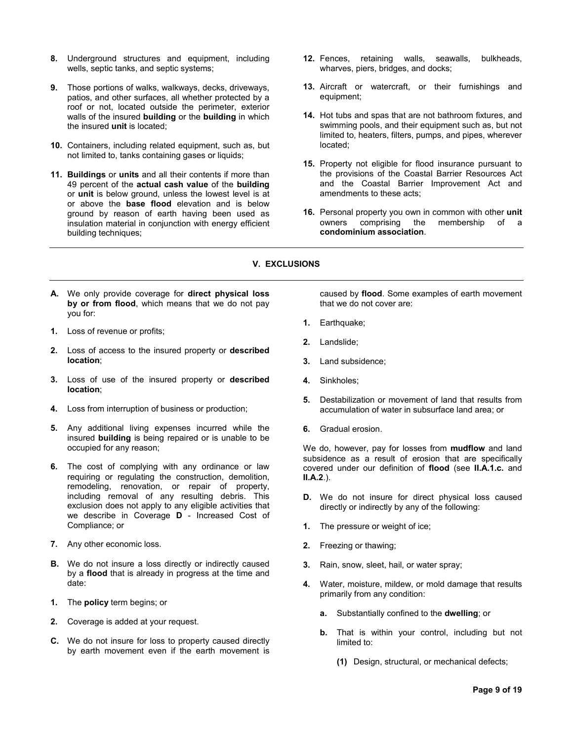8. Underground structures and equipment, including wells, septic tanks, and septic systems;

9. Those portions of walks, walkways, decks, driveways, patios, and other surfaces, all whether protected by a roof or not, located outside the perimeter, exterior walls of the insured **building** or the **building** in which the insured **unit** is located;

10. Containers, including related equipment, such as, but not limited to, tanks containing gases or liquids;

11. **Buildings** or **units** and all their contents if more than 49 percent of the **actual cash value** of the **building** or **unit** is below ground, unless the lowest level is at or above the **base flood** elevation and is below ground by reason of earth having been used as insulation material in conjunction with energy efficient building techniques;

12. Fences, retaining walls, seawalls, bulkheads, wharves, piers, bridges, and docks;

13. Aircraft or watercraft, or their furnishings and equipment;

14. Hot tubs and spas that are not bathroom fixtures, and swimming pools, and their equipment such as, but not limited to, heaters, filters, pumps, and pipes, wherever located;

15. Property not eligible for flood insurance pursuant to the provisions of the Coastal Barrier Resources Act and the Coastal Barrier Improvement Act and amendments to these acts;

16. Personal property you own in common with other **unit** owners comprising the membership of a **condominium association**.

## V. EXCLUSIONS

**A.** We only provide coverage for **direct physical loss by or from flood**, which means that we do not pay you for:

1. Loss of revenue or profits;
2. Loss of access to the insured property or **described location**;
3. Loss of use of the insured property or **described location**;
4. Loss from interruption of business or production;
5. Any additional living expenses incurred while the insured **building** is being repaired or is unable to be occupied for any reason;
6. The cost of complying with any ordinance or law requiring or regulating the construction, demolition, remodeling, renovation, or repair of property, including removal of any resulting debris. This exclusion does not apply to any eligible activities that we describe in Coverage **D** - Increased Cost of Compliance; or
7. Any other economic loss.

**B.** We do not insure a loss directly or indirectly caused by a **flood** that is already in progress at the time and date:

1. The **policy** term begins; or
2. Coverage is added at your request.

**C.** We do not insure for loss to property caused directly by earth movement even if the earth movement is caused by **flood**. Some examples of earth movement that we do not cover are:

1. Earthquake;
2. Landslide;
3. Land subsidence;
4. Sinkholes;
5. Destabilization or movement of land that results from accumulation of water in subsurface land area; or
6. Gradual erosion.

We do, however, pay for losses from **mudflow** and land subsidence as a result of erosion that are specifically covered under our definition of **flood** (see **II.A.1.c.** and **II.A.2**.).

**D.** We do not insure for direct physical loss caused directly or indirectly by any of the following:

1. The pressure or weight of ice;
2. Freezing or thawing;
3. Rain, snow, sleet, hail, or water spray;
4. Water, moisture, mildew, or mold damage that results primarily from any condition:
   - **a.** Substantially confined to the **dwelling**; or
   - **b.** That is within your control, including but not limited to:
     - **(1)** Design, structural, or mechanical defects;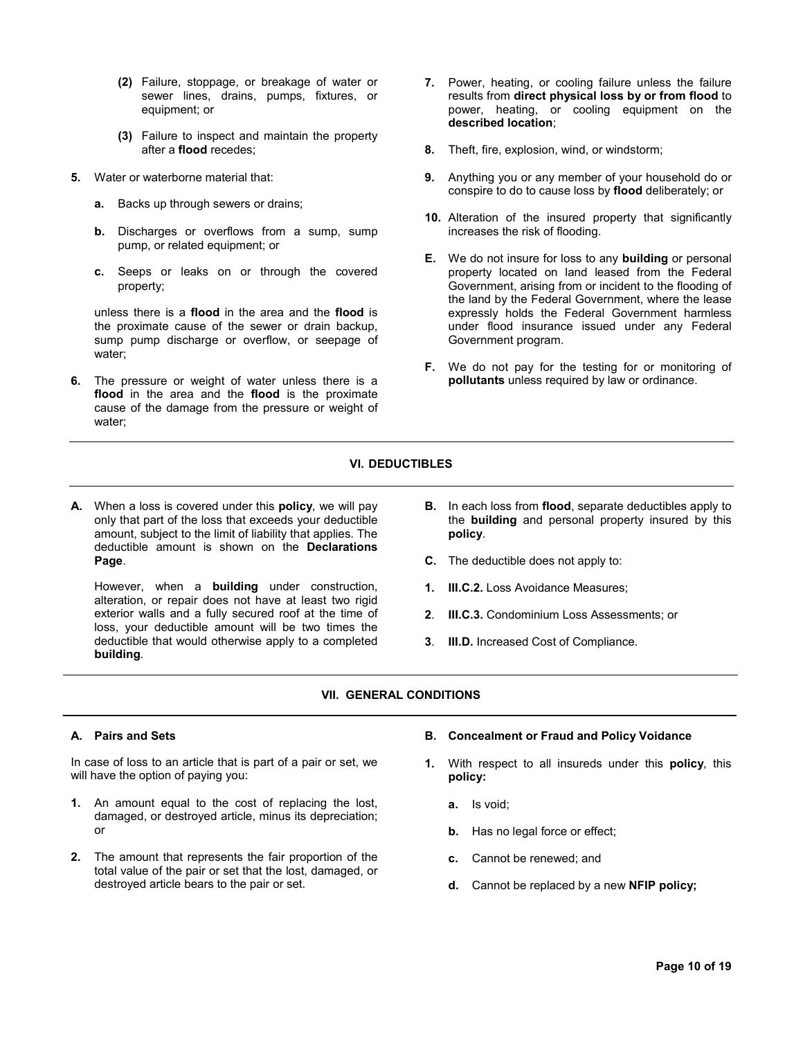**(2)** Failure, stoppage, or breakage of water or sewer lines, drains, pumps, fixtures, or equipment; or

**(3)** Failure to inspect and maintain the property after a **flood** recedes;

**5.** Water or waterborne material that:

**a.** Backs up through sewers or drains;

**b.** Discharges or overflows from a sump, sump pump, or related equipment; or

**c.** Seeps or leaks on or through the covered property;

unless there is a **flood** in the area and the **flood** is the proximate cause of the sewer or drain backup, sump pump discharge or overflow, or seepage of water;

**6.** The pressure or weight of water unless there is a **flood** in the area and the **flood** is the proximate cause of the damage from the pressure or weight of water;

**7.** Power, heating, or cooling failure unless the failure results from **direct physical loss by or from flood** to power, heating, or cooling equipment on the **described location**;

**8.** Theft, fire, explosion, wind, or windstorm;

**9.** Anything you or any member of your household do or conspire to do to cause loss by **flood** deliberately; or

**10.** Alteration of the insured property that significantly increases the risk of flooding.

**E.** We do not insure for loss to any **building** or personal property located on land leased from the Federal Government, arising from or incident to the flooding of the land by the Federal Government, where the lease expressly holds the Federal Government harmless under flood insurance issued under any Federal Government program.

**F.** We do not pay for the testing for or monitoring of **pollutants** unless required by law or ordinance.

## VI. DEDUCTIBLES

**A.** When a loss is covered under this **policy**, we will pay only that part of the loss that exceeds your deductible amount, subject to the limit of liability that applies. The deductible amount is shown on the **Declarations Page**.

However, when a **building** under construction, alteration, or repair does not have at least two rigid exterior walls and a fully secured roof at the time of loss, your deductible amount will be two times the deductible that would otherwise apply to a completed **building**.

**B.** In each loss from **flood**, separate deductibles apply to the **building** and personal property insured by this **policy**.

**C.** The deductible does not apply to:

**1.** **III.C.2.** Loss Avoidance Measures;

**2**. **III.C.3.** Condominium Loss Assessments; or

**3**. **III.D.** Increased Cost of Compliance.

## VII. GENERAL CONDITIONS

### A. Pairs and Sets

In case of loss to an article that is part of a pair or set, we will have the option of paying you:

**1.** An amount equal to the cost of replacing the lost, damaged, or destroyed article, minus its depreciation; or

**2.** The amount that represents the fair proportion of the total value of the pair or set that the lost, damaged, or destroyed article bears to the pair or set.

### B. Concealment or Fraud and Policy Voidance

**1.** With respect to all insureds under this **policy**, this **policy:**

**a.** Is void;

**b.** Has no legal force or effect;

**c.** Cannot be renewed; and

**d.** Cannot be replaced by a new **NFIP policy;**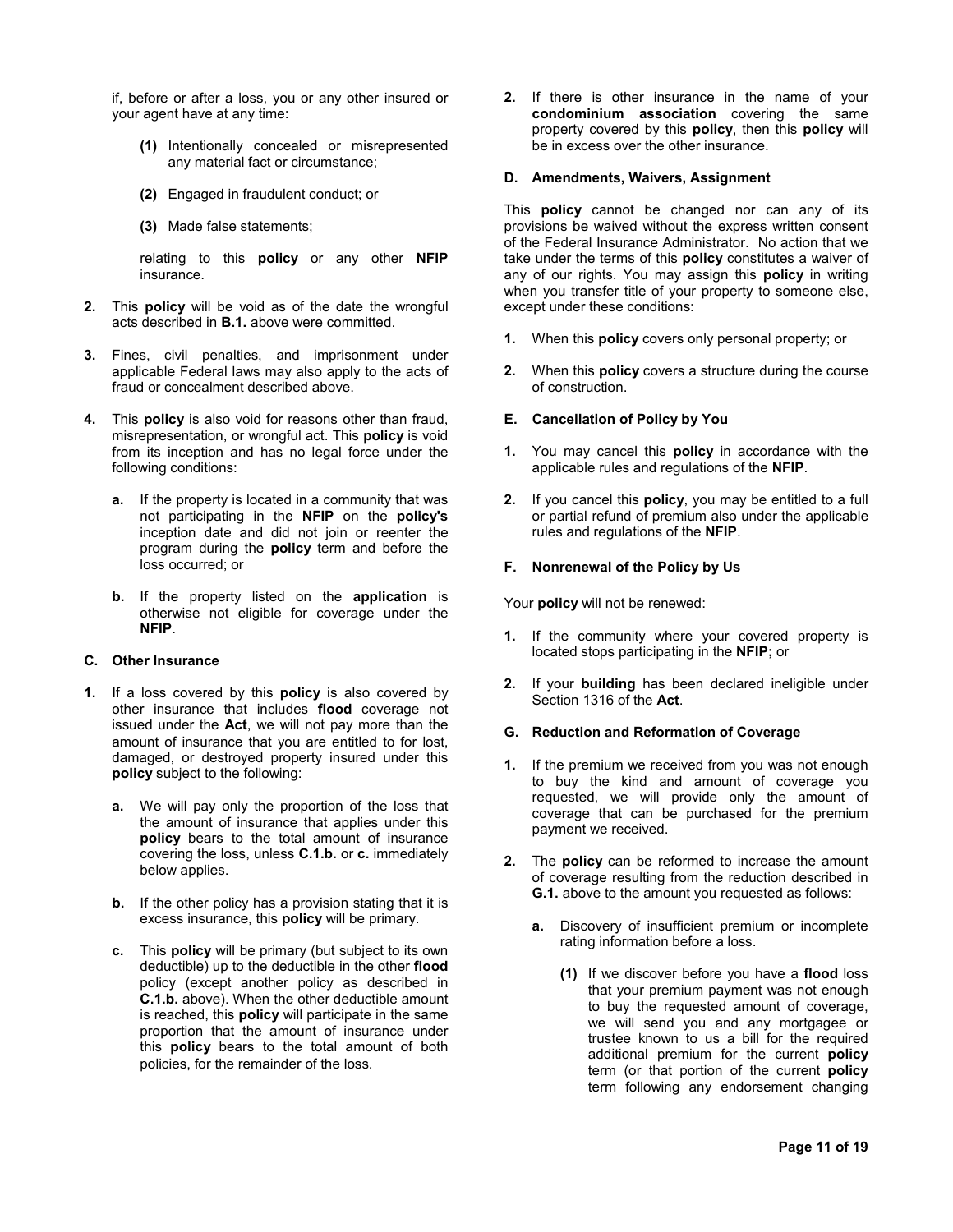if, before or after a loss, you or any other insured or your agent have at any time:

**(1)** Intentionally concealed or misrepresented any material fact or circumstance;

**(2)** Engaged in fraudulent conduct; or

**(3)** Made false statements;

relating to this **policy** or any other **NFIP** insurance.

**2.** This **policy** will be void as of the date the wrongful acts described in **B.1.** above were committed.

**3.** Fines, civil penalties, and imprisonment under applicable Federal laws may also apply to the acts of fraud or concealment described above.

**4.** This **policy** is also void for reasons other than fraud, misrepresentation, or wrongful act. This **policy** is void from its inception and has no legal force under the following conditions:

**a.** If the property is located in a community that was not participating in the **NFIP** on the **policy's** inception date and did not join or reenter the program during the **policy** term and before the loss occurred; or

**b.** If the property listed on the **application** is otherwise not eligible for coverage under the **NFIP**.

### C. Other Insurance

**1.** If a loss covered by this **policy** is also covered by other insurance that includes **flood** coverage not issued under the **Act**, we will not pay more than the amount of insurance that you are entitled to for lost, damaged, or destroyed property insured under this **policy** subject to the following:

**a.** We will pay only the proportion of the loss that the amount of insurance that applies under this **policy** bears to the total amount of insurance covering the loss, unless **C.1.b.** or **c.** immediately below applies.

**b.** If the other policy has a provision stating that it is excess insurance, this **policy** will be primary.

**c.** This **policy** will be primary (but subject to its own deductible) up to the deductible in the other **flood** policy (except another policy as described in **C.1.b.** above). When the other deductible amount is reached, this **policy** will participate in the same proportion that the amount of insurance under this **policy** bears to the total amount of both policies, for the remainder of the loss.

**2.** If there is other insurance in the name of your **condominium association** covering the same property covered by this **policy**, then this **policy** will be in excess over the other insurance.

### D. Amendments, Waivers, Assignment

This **policy** cannot be changed nor can any of its provisions be waived without the express written consent of the Federal Insurance Administrator. No action that we take under the terms of this **policy** constitutes a waiver of any of our rights. You may assign this **policy** in writing when you transfer title of your property to someone else, except under these conditions:

**1.** When this **policy** covers only personal property; or

**2.** When this **policy** covers a structure during the course of construction.

### E. Cancellation of Policy by You

**1.** You may cancel this **policy** in accordance with the applicable rules and regulations of the **NFIP**.

**2.** If you cancel this **policy**, you may be entitled to a full or partial refund of premium also under the applicable rules and regulations of the **NFIP**.

### F. Nonrenewal of the Policy by Us

Your **policy** will not be renewed:

**1.** If the community where your covered property is located stops participating in the **NFIP;** or

**2.** If your **building** has been declared ineligible under Section 1316 of the **Act**.

### G. Reduction and Reformation of Coverage

**1.** If the premium we received from you was not enough to buy the kind and amount of coverage you requested, we will provide only the amount of coverage that can be purchased for the premium payment we received.

**2.** The **policy** can be reformed to increase the amount of coverage resulting from the reduction described in **G.1.** above to the amount you requested as follows:

**a.** Discovery of insufficient premium or incomplete rating information before a loss.

**(1)** If we discover before you have a **flood** loss that your premium payment was not enough to buy the requested amount of coverage, we will send you and any mortgagee or trustee known to us a bill for the required additional premium for the current **policy** term (or that portion of the current **policy** term following any endorsement changing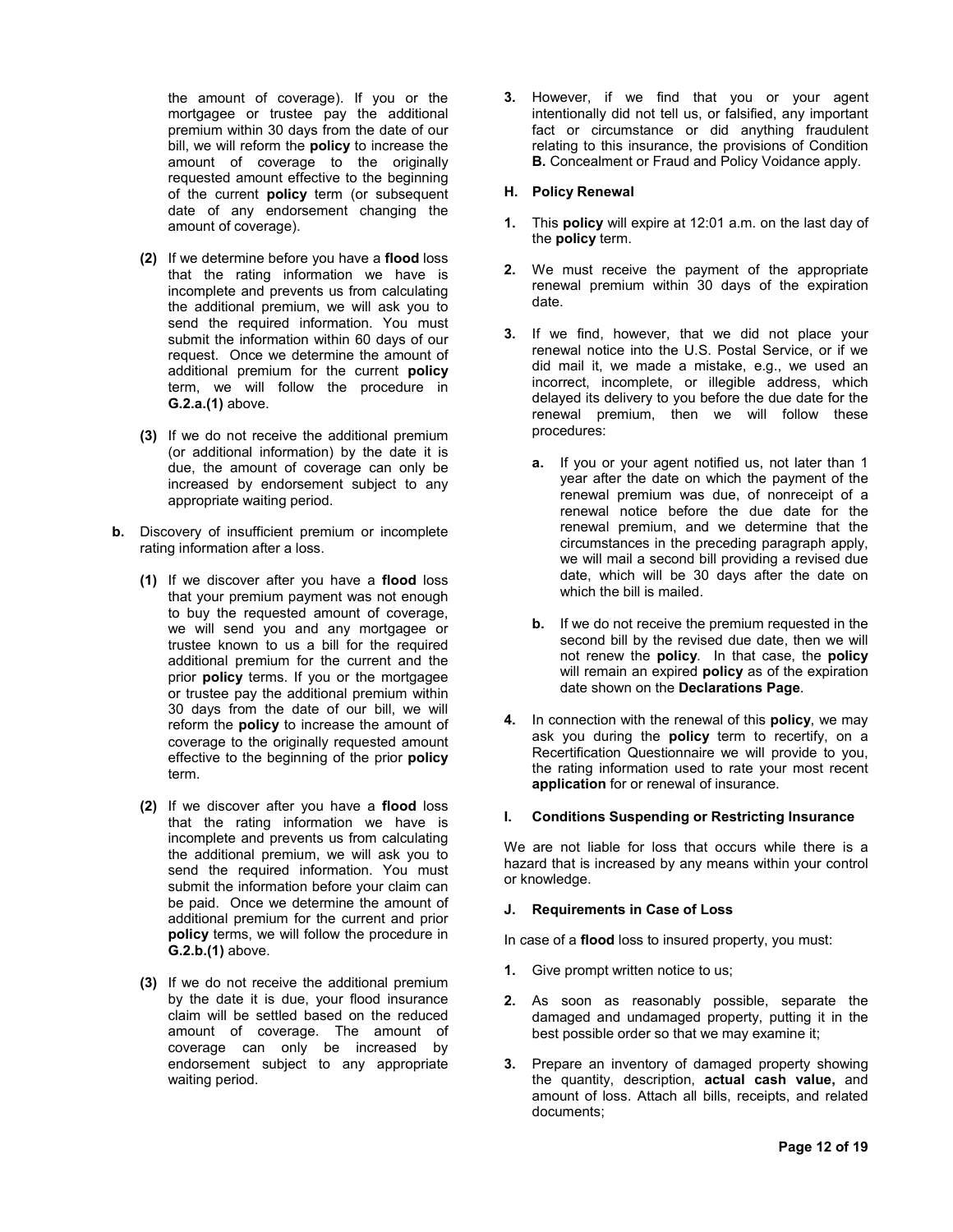the amount of coverage). If you or the mortgagee or trustee pay the additional premium within 30 days from the date of our bill, we will reform the **policy** to increase the amount of coverage to the originally requested amount effective to the beginning of the current **policy** term (or subsequent date of any endorsement changing the amount of coverage).

**(2)** If we determine before you have a **flood** loss that the rating information we have is incomplete and prevents us from calculating the additional premium, we will ask you to send the required information. You must submit the information within 60 days of our request. Once we determine the amount of additional premium for the current **policy** term, we will follow the procedure in **G.2.a.(1)** above.

**(3)** If we do not receive the additional premium (or additional information) by the date it is due, the amount of coverage can only be increased by endorsement subject to any appropriate waiting period.

**b.** Discovery of insufficient premium or incomplete rating information after a loss.

**(1)** If we discover after you have a **flood** loss that your premium payment was not enough to buy the requested amount of coverage, we will send you and any mortgagee or trustee known to us a bill for the required additional premium for the current and the prior **policy** terms. If you or the mortgagee or trustee pay the additional premium within 30 days from the date of our bill, we will reform the **policy** to increase the amount of coverage to the originally requested amount effective to the beginning of the prior **policy** term.

**(2)** If we discover after you have a **flood** loss that the rating information we have is incomplete and prevents us from calculating the additional premium, we will ask you to send the required information. You must submit the information before your claim can be paid. Once we determine the amount of additional premium for the current and prior **policy** terms, we will follow the procedure in **G.2.b.(1)** above.

**(3)** If we do not receive the additional premium by the date it is due, your flood insurance claim will be settled based on the reduced amount of coverage. The amount of coverage can only be increased by endorsement subject to any appropriate waiting period.

**3.** However, if we find that you or your agent intentionally did not tell us, or falsified, any important fact or circumstance or did anything fraudulent relating to this insurance, the provisions of Condition **B.** Concealment or Fraud and Policy Voidance apply.

### H. Policy Renewal

**1.** This **policy** will expire at 12:01 a.m. on the last day of the **policy** term.

**2.** We must receive the payment of the appropriate renewal premium within 30 days of the expiration date.

**3.** If we find, however, that we did not place your renewal notice into the U.S. Postal Service, or if we did mail it, we made a mistake, e.g., we used an incorrect, incomplete, or illegible address, which delayed its delivery to you before the due date for the renewal premium, then we will follow these procedures:

**a.** If you or your agent notified us, not later than 1 year after the date on which the payment of the renewal premium was due, of nonreceipt of a renewal notice before the due date for the renewal premium, and we determine that the circumstances in the preceding paragraph apply, we will mail a second bill providing a revised due date, which will be 30 days after the date on which the bill is mailed.

**b.** If we do not receive the premium requested in the second bill by the revised due date, then we will not renew the **policy**. In that case, the **policy** will remain an expired **policy** as of the expiration date shown on the **Declarations Page**.

**4.** In connection with the renewal of this **policy**, we may ask you during the **policy** term to recertify, on a Recertification Questionnaire we will provide to you, the rating information used to rate your most recent **application** for or renewal of insurance.

### I. Conditions Suspending or Restricting Insurance

We are not liable for loss that occurs while there is a hazard that is increased by any means within your control or knowledge.

### J. Requirements in Case of Loss

In case of a **flood** loss to insured property, you must:

**1.** Give prompt written notice to us;

**2.** As soon as reasonably possible, separate the damaged and undamaged property, putting it in the best possible order so that we may examine it;

**3.** Prepare an inventory of damaged property showing the quantity, description, **actual cash value,** and amount of loss. Attach all bills, receipts, and related documents;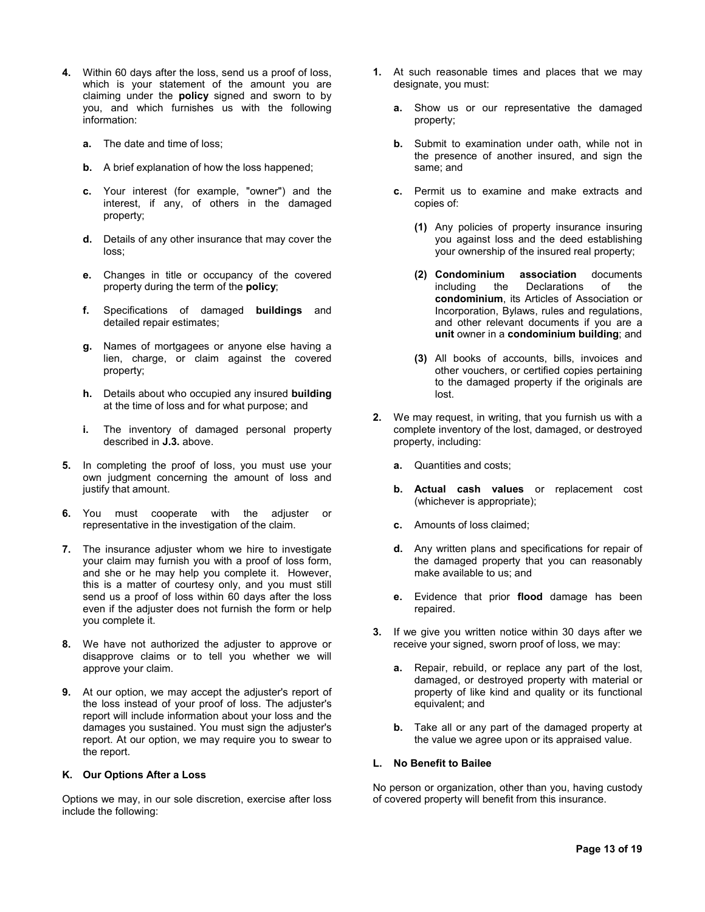4. Within 60 days after the loss, send us a proof of loss, which is your statement of the amount you are claiming under the **policy** signed and sworn to by you, and which furnishes us with the following information:

   a. The date and time of loss;

   b. A brief explanation of how the loss happened;

   c. Your interest (for example, "owner") and the interest, if any, of others in the damaged property;

   d. Details of any other insurance that may cover the loss;

   e. Changes in title or occupancy of the covered property during the term of the **policy**;

   f. Specifications of damaged **buildings** and detailed repair estimates;

   g. Names of mortgagees or anyone else having a lien, charge, or claim against the covered property;

   h. Details about who occupied any insured **building** at the time of loss and for what purpose; and

   i. The inventory of damaged personal property described in **J.3.** above.

5. In completing the proof of loss, you must use your own judgment concerning the amount of loss and justify that amount.

6. You must cooperate with the adjuster or representative in the investigation of the claim.

7. The insurance adjuster whom we hire to investigate your claim may furnish you with a proof of loss form, and she or he may help you complete it. However, this is a matter of courtesy only, and you must still send us a proof of loss within 60 days after the loss even if the adjuster does not furnish the form or help you complete it.

8. We have not authorized the adjuster to approve or disapprove claims or to tell you whether we will approve your claim.

9. At our option, we may accept the adjuster's report of the loss instead of your proof of loss. The adjuster's report will include information about your loss and the damages you sustained. You must sign the adjuster's report. At our option, we may require you to swear to the report.

### K. Our Options After a Loss

Options we may, in our sole discretion, exercise after loss include the following:

1. At such reasonable times and places that we may designate, you must:

   a. Show us or our representative the damaged property;

   b. Submit to examination under oath, while not in the presence of another insured, and sign the same; and

   c. Permit us to examine and make extracts and copies of:

      (1) Any policies of property insurance insuring you against loss and the deed establishing your ownership of the insured real property;

      (2) **Condominium association** documents including the Declarations of the **condominium**, its Articles of Association or Incorporation, Bylaws, rules and regulations, and other relevant documents if you are a **unit** owner in a **condominium building**; and

      (3) All books of accounts, bills, invoices and other vouchers, or certified copies pertaining to the damaged property if the originals are lost.

2. We may request, in writing, that you furnish us with a complete inventory of the lost, damaged, or destroyed property, including:

   a. Quantities and costs;

   b. **Actual cash values** or replacement cost (whichever is appropriate);

   c. Amounts of loss claimed;

   d. Any written plans and specifications for repair of the damaged property that you can reasonably make available to us; and

   e. Evidence that prior **flood** damage has been repaired.

3. If we give you written notice within 30 days after we receive your signed, sworn proof of loss, we may:

   a. Repair, rebuild, or replace any part of the lost, damaged, or destroyed property with material or property of like kind and quality or its functional equivalent; and

   b. Take all or any part of the damaged property at the value we agree upon or its appraised value.

### L. No Benefit to Bailee

No person or organization, other than you, having custody of covered property will benefit from this insurance.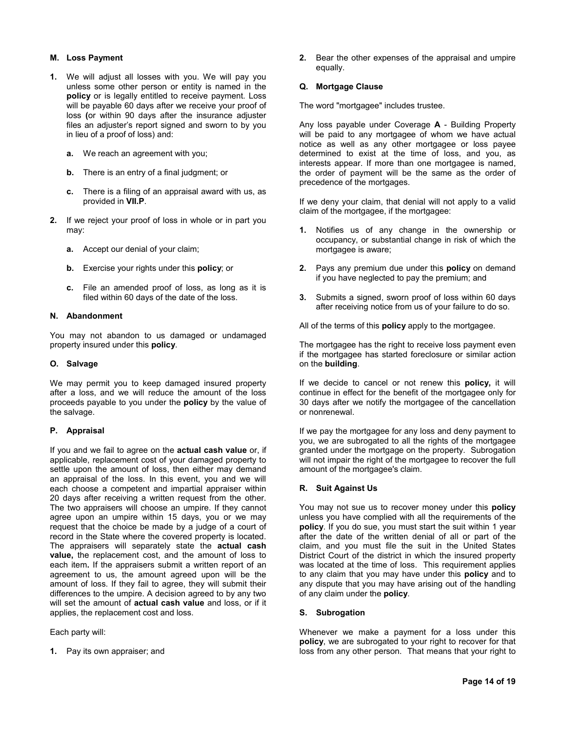#### M. Loss Payment

1. We will adjust all losses with you. We will pay you unless some other person or entity is named in the **policy** or is legally entitled to receive payment. Loss will be payable 60 days after we receive your proof of loss **(**or within 90 days after the insurance adjuster files an adjuster's report signed and sworn to by you in lieu of a proof of loss) and:

   a. We reach an agreement with you;

   b. There is an entry of a final judgment; or

   c. There is a filing of an appraisal award with us, as provided in **VII.P**.

2. If we reject your proof of loss in whole or in part you may:

   a. Accept our denial of your claim;

   b. Exercise your rights under this **policy**; or

   c. File an amended proof of loss, as long as it is filed within 60 days of the date of the loss.

#### N. Abandonment

You may not abandon to us damaged or undamaged property insured under this **policy**.

#### O. Salvage

We may permit you to keep damaged insured property after a loss, and we will reduce the amount of the loss proceeds payable to you under the **policy** by the value of the salvage.

#### P. Appraisal

If you and we fail to agree on the **actual cash value** or, if applicable, replacement cost of your damaged property to settle upon the amount of loss, then either may demand an appraisal of the loss. In this event, you and we will each choose a competent and impartial appraiser within 20 days after receiving a written request from the other. The two appraisers will choose an umpire. If they cannot agree upon an umpire within 15 days, you or we may request that the choice be made by a judge of a court of record in the State where the covered property is located. The appraisers will separately state the **actual cash value,** the replacement cost, and the amount of loss to each item**.** If the appraisers submit a written report of an agreement to us, the amount agreed upon will be the amount of loss. If they fail to agree, they will submit their differences to the umpire. A decision agreed to by any two will set the amount of **actual cash value** and loss, or if it applies, the replacement cost and loss.

Each party will:

1. Pay its own appraiser; and

2. Bear the other expenses of the appraisal and umpire equally.

#### Q. Mortgage Clause

The word "mortgagee" includes trustee.

Any loss payable under Coverage **A** - Building Property will be paid to any mortgagee of whom we have actual notice as well as any other mortgagee or loss payee determined to exist at the time of loss, and you, as interests appear. If more than one mortgagee is named, the order of payment will be the same as the order of precedence of the mortgages.

If we deny your claim, that denial will not apply to a valid claim of the mortgagee, if the mortgagee:

1. Notifies us of any change in the ownership or occupancy, or substantial change in risk of which the mortgagee is aware;

2. Pays any premium due under this **policy** on demand if you have neglected to pay the premium; and

3. Submits a signed, sworn proof of loss within 60 days after receiving notice from us of your failure to do so.

All of the terms of this **policy** apply to the mortgagee.

The mortgagee has the right to receive loss payment even if the mortgagee has started foreclosure or similar action on the **building**.

If we decide to cancel or not renew this **policy,** it will continue in effect for the benefit of the mortgagee only for 30 days after we notify the mortgagee of the cancellation or nonrenewal.

If we pay the mortgagee for any loss and deny payment to you, we are subrogated to all the rights of the mortgagee granted under the mortgage on the property. Subrogation will not impair the right of the mortgagee to recover the full amount of the mortgagee's claim.

#### R. Suit Against Us

You may not sue us to recover money under this **policy** unless you have complied with all the requirements of the **policy**. If you do sue, you must start the suit within 1 year after the date of the written denial of all or part of the claim, and you must file the suit in the United States District Court of the district in which the insured property was located at the time of loss. This requirement applies to any claim that you may have under this **policy** and to any dispute that you may have arising out of the handling of any claim under the **policy**.

#### S. Subrogation

Whenever we make a payment for a loss under this **policy**, we are subrogated to your right to recover for that loss from any other person. That means that your right to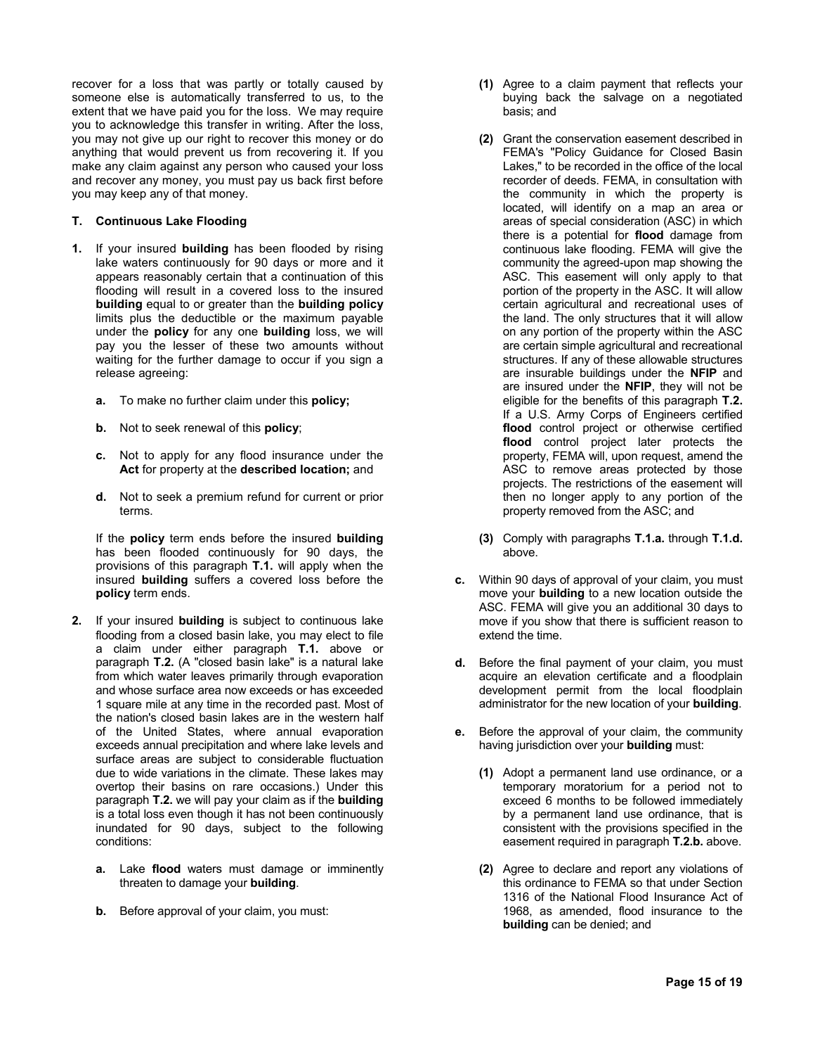recover for a loss that was partly or totally caused by someone else is automatically transferred to us, to the extent that we have paid you for the loss. We may require you to acknowledge this transfer in writing. After the loss, you may not give up our right to recover this money or do anything that would prevent us from recovering it. If you make any claim against any person who caused your loss and recover any money, you must pay us back first before you may keep any of that money.

### T. Continuous Lake Flooding

**1.** If your insured **building** has been flooded by rising lake waters continuously for 90 days or more and it appears reasonably certain that a continuation of this flooding will result in a covered loss to the insured **building** equal to or greater than the **building policy** limits plus the deductible or the maximum payable under the **policy** for any one **building** loss, we will pay you the lesser of these two amounts without waiting for the further damage to occur if you sign a release agreeing:

   **a.** To make no further claim under this **policy;**

   **b.** Not to seek renewal of this **policy**;

   **c.** Not to apply for any flood insurance under the **Act** for property at the **described location;** and

   **d.** Not to seek a premium refund for current or prior terms.

   If the **policy** term ends before the insured **building** has been flooded continuously for 90 days, the provisions of this paragraph **T.1.** will apply when the insured **building** suffers a covered loss before the **policy** term ends.

**2.** If your insured **building** is subject to continuous lake flooding from a closed basin lake, you may elect to file a claim under either paragraph **T.1.** above or paragraph **T.2.** (A "closed basin lake" is a natural lake from which water leaves primarily through evaporation and whose surface area now exceeds or has exceeded 1 square mile at any time in the recorded past. Most of the nation's closed basin lakes are in the western half of the United States, where annual evaporation exceeds annual precipitation and where lake levels and surface areas are subject to considerable fluctuation due to wide variations in the climate. These lakes may overtop their basins on rare occasions.) Under this paragraph **T.2.** we will pay your claim as if the **building** is a total loss even though it has not been continuously inundated for 90 days, subject to the following conditions:

   **a.** Lake **flood** waters must damage or imminently threaten to damage your **building**.

   **b.** Before approval of your claim, you must:

      **(1)** Agree to a claim payment that reflects your buying back the salvage on a negotiated basis; and

      **(2)** Grant the conservation easement described in FEMA's "Policy Guidance for Closed Basin Lakes," to be recorded in the office of the local recorder of deeds. FEMA, in consultation with the community in which the property is located, will identify on a map an area or areas of special consideration (ASC) in which there is a potential for **flood** damage from continuous lake flooding. FEMA will give the community the agreed-upon map showing the ASC. This easement will only apply to that portion of the property in the ASC. It will allow certain agricultural and recreational uses of the land. The only structures that it will allow on any portion of the property within the ASC are certain simple agricultural and recreational structures. If any of these allowable structures are insurable buildings under the **NFIP** and are insured under the **NFIP**, they will not be eligible for the benefits of this paragraph **T.2.** If a U.S. Army Corps of Engineers certified **flood** control project or otherwise certified **flood** control project later protects the property, FEMA will, upon request, amend the ASC to remove areas protected by those projects. The restrictions of the easement will then no longer apply to any portion of the property removed from the ASC; and

      **(3)** Comply with paragraphs **T.1.a.** through **T.1.d.** above.

   **c.** Within 90 days of approval of your claim, you must move your **building** to a new location outside the ASC. FEMA will give you an additional 30 days to move if you show that there is sufficient reason to extend the time.

   **d.** Before the final payment of your claim, you must acquire an elevation certificate and a floodplain development permit from the local floodplain administrator for the new location of your **building**.

   **e.** Before the approval of your claim, the community having jurisdiction over your **building** must:

      **(1)** Adopt a permanent land use ordinance, or a temporary moratorium for a period not to exceed 6 months to be followed immediately by a permanent land use ordinance, that is consistent with the provisions specified in the easement required in paragraph **T.2.b.** above.

      **(2)** Agree to declare and report any violations of this ordinance to FEMA so that under Section 1316 of the National Flood Insurance Act of 1968, as amended, flood insurance to the **building** can be denied; and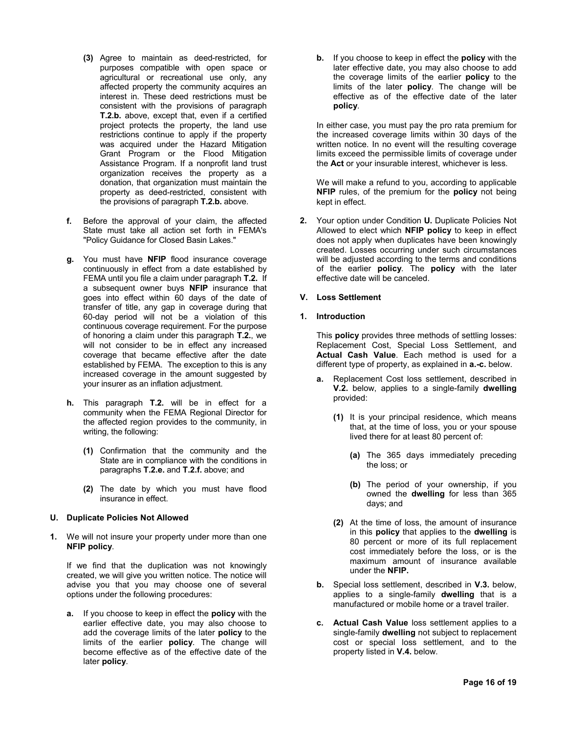**(3)** Agree to maintain as deed-restricted, for purposes compatible with open space or agricultural or recreational use only, any affected property the community acquires an interest in. These deed restrictions must be consistent with the provisions of paragraph **T.2.b.** above, except that, even if a certified project protects the property, the land use restrictions continue to apply if the property was acquired under the Hazard Mitigation Grant Program or the Flood Mitigation Assistance Program. If a nonprofit land trust organization receives the property as a donation, that organization must maintain the property as deed-restricted, consistent with the provisions of paragraph **T.2.b.** above.

**f.** Before the approval of your claim, the affected State must take all action set forth in FEMA's "Policy Guidance for Closed Basin Lakes."

**g.** You must have **NFIP** flood insurance coverage continuously in effect from a date established by FEMA until you file a claim under paragraph **T.2.** If a subsequent owner buys **NFIP** insurance that goes into effect within 60 days of the date of transfer of title, any gap in coverage during that 60-day period will not be a violation of this continuous coverage requirement. For the purpose of honoring a claim under this paragraph **T.2.**, we will not consider to be in effect any increased coverage that became effective after the date established by FEMA. The exception to this is any increased coverage in the amount suggested by your insurer as an inflation adjustment.

**h.** This paragraph **T.2.** will be in effect for a community when the FEMA Regional Director for the affected region provides to the community, in writing, the following:

**(1)** Confirmation that the community and the State are in compliance with the conditions in paragraphs **T.2.e.** and **T.2.f.** above; and

**(2)** The date by which you must have flood insurance in effect.

### U. Duplicate Policies Not Allowed

**1.** We will not insure your property under more than one **NFIP policy**.

If we find that the duplication was not knowingly created, we will give you written notice. The notice will advise you that you may choose one of several options under the following procedures:

**a.** If you choose to keep in effect the **policy** with the earlier effective date, you may also choose to add the coverage limits of the later **policy** to the limits of the earlier **policy**. The change will become effective as of the effective date of the later **policy**.

**b.** If you choose to keep in effect the **policy** with the later effective date, you may also choose to add the coverage limits of the earlier **policy** to the limits of the later **policy**. The change will be effective as of the effective date of the later **policy**.

In either case, you must pay the pro rata premium for the increased coverage limits within 30 days of the written notice. In no event will the resulting coverage limits exceed the permissible limits of coverage under the **Act** or your insurable interest, whichever is less.

We will make a refund to you, according to applicable **NFIP** rules, of the premium for the **policy** not being kept in effect.

**2.** Your option under Condition **U.** Duplicate Policies Not Allowed to elect which **NFIP policy** to keep in effect does not apply when duplicates have been knowingly created. Losses occurring under such circumstances will be adjusted according to the terms and conditions of the earlier **policy**. The **policy** with the later effective date will be canceled.

### V. Loss Settlement

#### 1. Introduction

This **policy** provides three methods of settling losses: Replacement Cost, Special Loss Settlement, and **Actual Cash Value**. Each method is used for a different type of property, as explained in **a.-c.** below.

**a.** Replacement Cost loss settlement, described in **V.2.** below, applies to a single-family **dwelling** provided:

**(1)** It is your principal residence, which means that, at the time of loss, you or your spouse lived there for at least 80 percent of:

**(a)** The 365 days immediately preceding the loss; or

**(b)** The period of your ownership, if you owned the **dwelling** for less than 365 days; and

**(2)** At the time of loss, the amount of insurance in this **policy** that applies to the **dwelling** is 80 percent or more of its full replacement cost immediately before the loss, or is the maximum amount of insurance available under the **NFIP.**

**b.** Special loss settlement, described in **V.3.** below, applies to a single-family **dwelling** that is a manufactured or mobile home or a travel trailer.

**c.** **Actual Cash Value** loss settlement applies to a single-family **dwelling** not subject to replacement cost or special loss settlement, and to the property listed in **V.4.** below.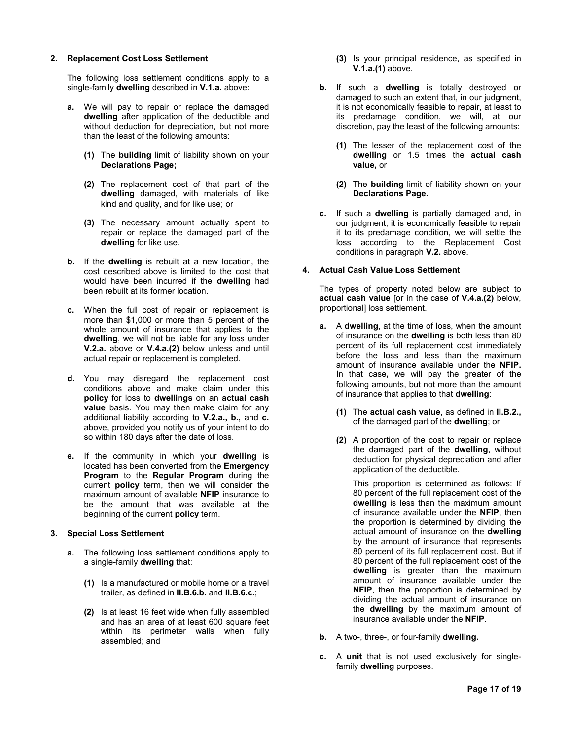### 2. Replacement Cost Loss Settlement

The following loss settlement conditions apply to a single-family **dwelling** described in **V.1.a.** above:

**a.** We will pay to repair or replace the damaged **dwelling** after application of the deductible and without deduction for depreciation, but not more than the least of the following amounts:

**(1)** The **building** limit of liability shown on your **Declarations Page;**

**(2)** The replacement cost of that part of the **dwelling** damaged, with materials of like kind and quality, and for like use; or

**(3)** The necessary amount actually spent to repair or replace the damaged part of the **dwelling** for like use.

**b.** If the **dwelling** is rebuilt at a new location, the cost described above is limited to the cost that would have been incurred if the **dwelling** had been rebuilt at its former location.

**c.** When the full cost of repair or replacement is more than $1,000 or more than 5 percent of the whole amount of insurance that applies to the **dwelling**, we will not be liable for any loss under **V.2.a.** above or **V.4.a.(2)** below unless and until actual repair or replacement is completed.

**d.** You may disregard the replacement cost conditions above and make claim under this **policy** for loss to **dwellings** on an **actual cash value** basis. You may then make claim for any additional liability according to **V.2.a., b.,** and **c.** above, provided you notify us of your intent to do so within 180 days after the date of loss.

**e.** If the community in which your **dwelling** is located has been converted from the **Emergency Program** to the **Regular Program** during the current **policy** term, then we will consider the maximum amount of available **NFIP** insurance to be the amount that was available at the beginning of the current **policy** term.

### 3. Special Loss Settlement

**a.** The following loss settlement conditions apply to a single-family **dwelling** that:

**(1)** Is a manufactured or mobile home or a travel trailer, as defined in **II.B.6.b.** and **II.B.6.c.**;

**(2)** Is at least 16 feet wide when fully assembled and has an area of at least 600 square feet within its perimeter walls when fully assembled; and

**(3)** Is your principal residence, as specified in **V.1.a.(1)** above.

**b.** If such a **dwelling** is totally destroyed or damaged to such an extent that, in our judgment, it is not economically feasible to repair, at least to its predamage condition, we will, at our discretion, pay the least of the following amounts:

**(1)** The lesser of the replacement cost of the **dwelling** or 1.5 times the **actual cash value,** or

**(2)** The **building** limit of liability shown on your **Declarations Page.**

**c.** If such a **dwelling** is partially damaged and, in our judgment, it is economically feasible to repair it to its predamage condition, we will settle the loss according to the Replacement Cost conditions in paragraph **V.2.** above.

### 4. Actual Cash Value Loss Settlement

The types of property noted below are subject to **actual cash value** [or in the case of **V.4.a.(2)** below, proportional] loss settlement.

**a.** A **dwelling**, at the time of loss, when the amount of insurance on the **dwelling** is both less than 80 percent of its full replacement cost immediately before the loss and less than the maximum amount of insurance available under the **NFIP.** In that case**,** we will pay the greater of the following amounts, but not more than the amount of insurance that applies to that **dwelling**:

**(1)** The **actual cash value**, as defined in **II.B.2.,** of the damaged part of the **dwelling**; or

**(2)** A proportion of the cost to repair or replace the damaged part of the **dwelling**, without deduction for physical depreciation and after application of the deductible.

This proportion is determined as follows: If 80 percent of the full replacement cost of the **dwelling** is less than the maximum amount of insurance available under the **NFIP**, then the proportion is determined by dividing the actual amount of insurance on the **dwelling** by the amount of insurance that represents 80 percent of its full replacement cost. But if 80 percent of the full replacement cost of the **dwelling** is greater than the maximum amount of insurance available under the **NFIP**, then the proportion is determined by dividing the actual amount of insurance on the **dwelling** by the maximum amount of insurance available under the **NFIP**.

**b.** A two-, three-, or four-family **dwelling.**

**c.** A **unit** that is not used exclusively for single-family **dwelling** purposes.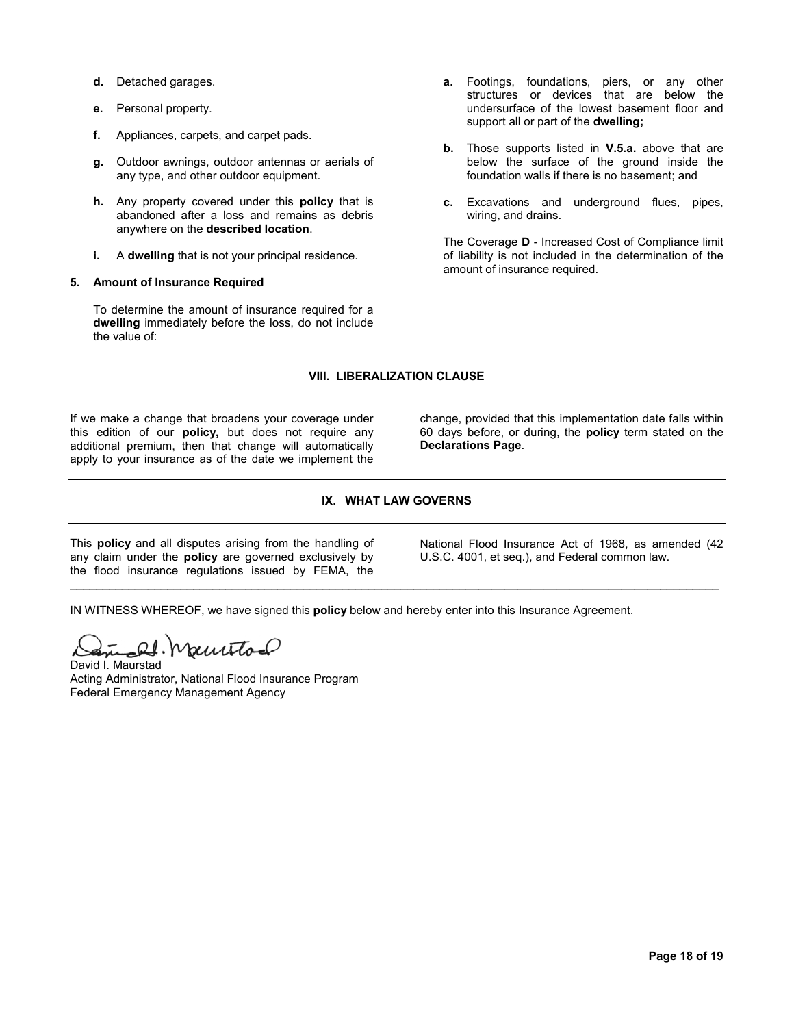**d.** Detached garages.

**e.** Personal property.

**f.** Appliances, carpets, and carpet pads.

**g.** Outdoor awnings, outdoor antennas or aerials of any type, and other outdoor equipment.

**h.** Any property covered under this **policy** that is abandoned after a loss and remains as debris anywhere on the **described location**.

**i.** A **dwelling** that is not your principal residence.

**5. Amount of Insurance Required**

To determine the amount of insurance required for a **dwelling** immediately before the loss, do not include the value of:

**a.** Footings, foundations, piers, or any other structures or devices that are below the undersurface of the lowest basement floor and support all or part of the **dwelling;**

**b.** Those supports listed in **V.5.a.** above that are below the surface of the ground inside the foundation walls if there is no basement; and

**c.** Excavations and underground flues, pipes, wiring, and drains.

The Coverage **D** - Increased Cost of Compliance limit of liability is not included in the determination of the amount of insurance required.

## VIII. LIBERALIZATION CLAUSE

If we make a change that broadens your coverage under this edition of our **policy,** but does not require any additional premium, then that change will automatically apply to your insurance as of the date we implement the change, provided that this implementation date falls within 60 days before, or during, the **policy** term stated on the **Declarations Page**.

## IX. WHAT LAW GOVERNS

This **policy** and all disputes arising from the handling of any claim under the **policy** are governed exclusively by the flood insurance regulations issued by FEMA, the National Flood Insurance Act of 1968, as amended (42 U.S.C. 4001, et seq.), and Federal common law.

---

IN WITNESS WHEREOF, we have signed this **policy** below and hereby enter into this Insurance Agreement.

David I. Maurstad
Acting Administrator, National Flood Insurance Program
Federal Emergency Management Agency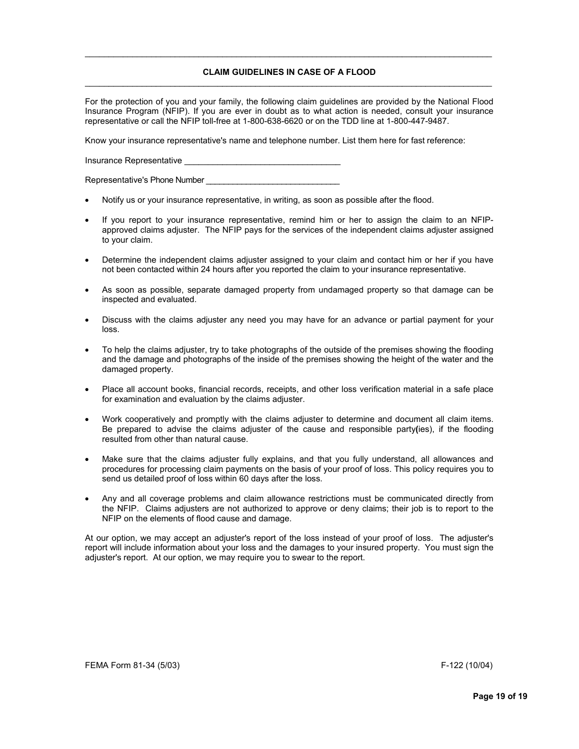## CLAIM GUIDELINES IN CASE OF A FLOOD

For the protection of you and your family, the following claim guidelines are provided by the National Flood Insurance Program (NFIP). If you are ever in doubt as to what action is needed, consult your insurance representative or call the NFIP toll-free at 1-800-638-6620 or on the TDD line at 1-800-447-9487.

Know your insurance representative's name and telephone number. List them here for fast reference:

Insurance Representative ________________________________

Representative's Phone Number ____________________________

- Notify us or your insurance representative, in writing, as soon as possible after the flood.
- If you report to your insurance representative, remind him or her to assign the claim to an NFIP-approved claims adjuster. The NFIP pays for the services of the independent claims adjuster assigned to your claim.
- Determine the independent claims adjuster assigned to your claim and contact him or her if you have not been contacted within 24 hours after you reported the claim to your insurance representative.
- As soon as possible, separate damaged property from undamaged property so that damage can be inspected and evaluated.
- Discuss with the claims adjuster any need you may have for an advance or partial payment for your loss.
- To help the claims adjuster, try to take photographs of the outside of the premises showing the flooding and the damage and photographs of the inside of the premises showing the height of the water and the damaged property.
- Place all account books, financial records, receipts, and other loss verification material in a safe place for examination and evaluation by the claims adjuster.
- Work cooperatively and promptly with the claims adjuster to determine and document all claim items. Be prepared to advise the claims adjuster of the cause and responsible party(ies), if the flooding resulted from other than natural cause.
- Make sure that the claims adjuster fully explains, and that you fully understand, all allowances and procedures for processing claim payments on the basis of your proof of loss. This policy requires you to send us detailed proof of loss within 60 days after the loss.
- Any and all coverage problems and claim allowance restrictions must be communicated directly from the NFIP. Claims adjusters are not authorized to approve or deny claims; their job is to report to the NFIP on the elements of flood cause and damage.

At our option, we may accept an adjuster's report of the loss instead of your proof of loss. The adjuster's report will include information about your loss and the damages to your insured property. You must sign the adjuster's report. At our option, we may require you to swear to the report.

FEMA Form 81-34 (5/03) F-122 (10/04)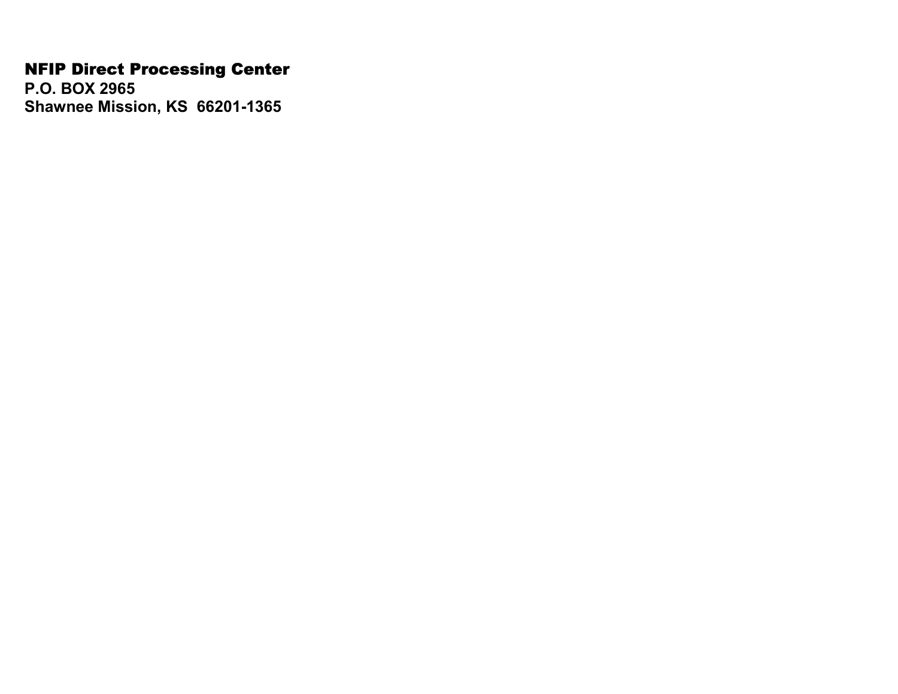**NFIP Direct Processing Center**
**P.O. BOX 2965**
**Shawnee Mission, KS 66201-1365**